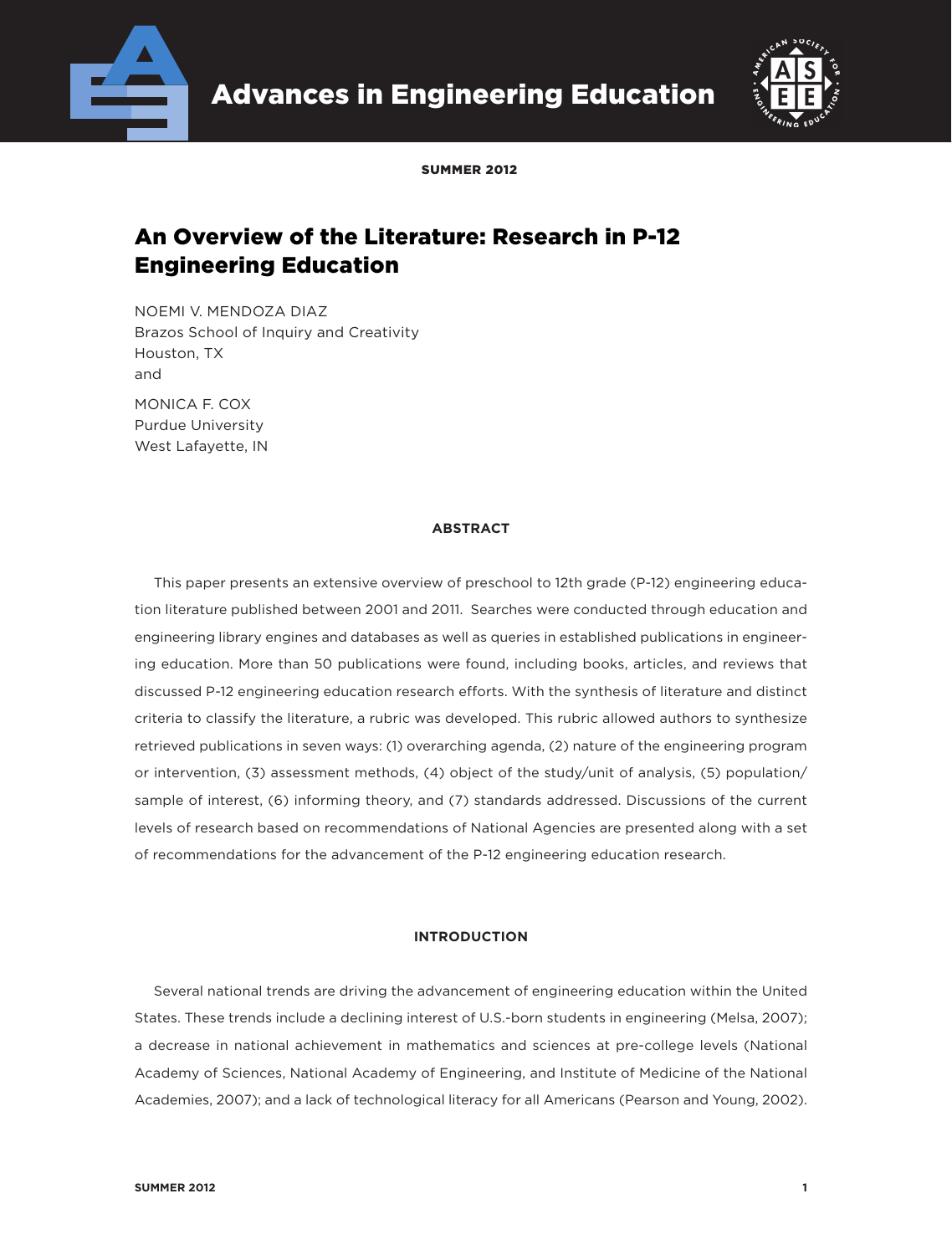# An Overview of the Literature: Research in P-12 Engineering Education

NOEMI V. MENDOZA DIAZ
Brazos School of Inquiry and Creativity
Houston, TX
and

MONICA F. COX
Purdue University
West Lafayette, IN

## ABSTRACT

This paper presents an extensive overview of preschool to 12th grade (P-12) engineering education literature published between 2001 and 2011. Searches were conducted through education and engineering library engines and databases as well as queries in established publications in engineering education. More than 50 publications were found, including books, articles, and reviews that discussed P-12 engineering education research efforts. With the synthesis of literature and distinct criteria to classify the literature, a rubric was developed. This rubric allowed authors to synthesize retrieved publications in seven ways: (1) overarching agenda, (2) nature of the engineering program or intervention, (3) assessment methods, (4) object of the study/unit of analysis, (5) population/sample of interest, (6) informing theory, and (7) standards addressed. Discussions of the current levels of research based on recommendations of National Agencies are presented along with a set of recommendations for the advancement of the P-12 engineering education research.

## INTRODUCTION

Several national trends are driving the advancement of engineering education within the United States. These trends include a declining interest of U.S.-born students in engineering (Melsa, 2007); a decrease in national achievement in mathematics and sciences at pre-college levels (National Academy of Sciences, National Academy of Engineering, and Institute of Medicine of the National Academies, 2007); and a lack of technological literacy for all Americans (Pearson and Young, 2002).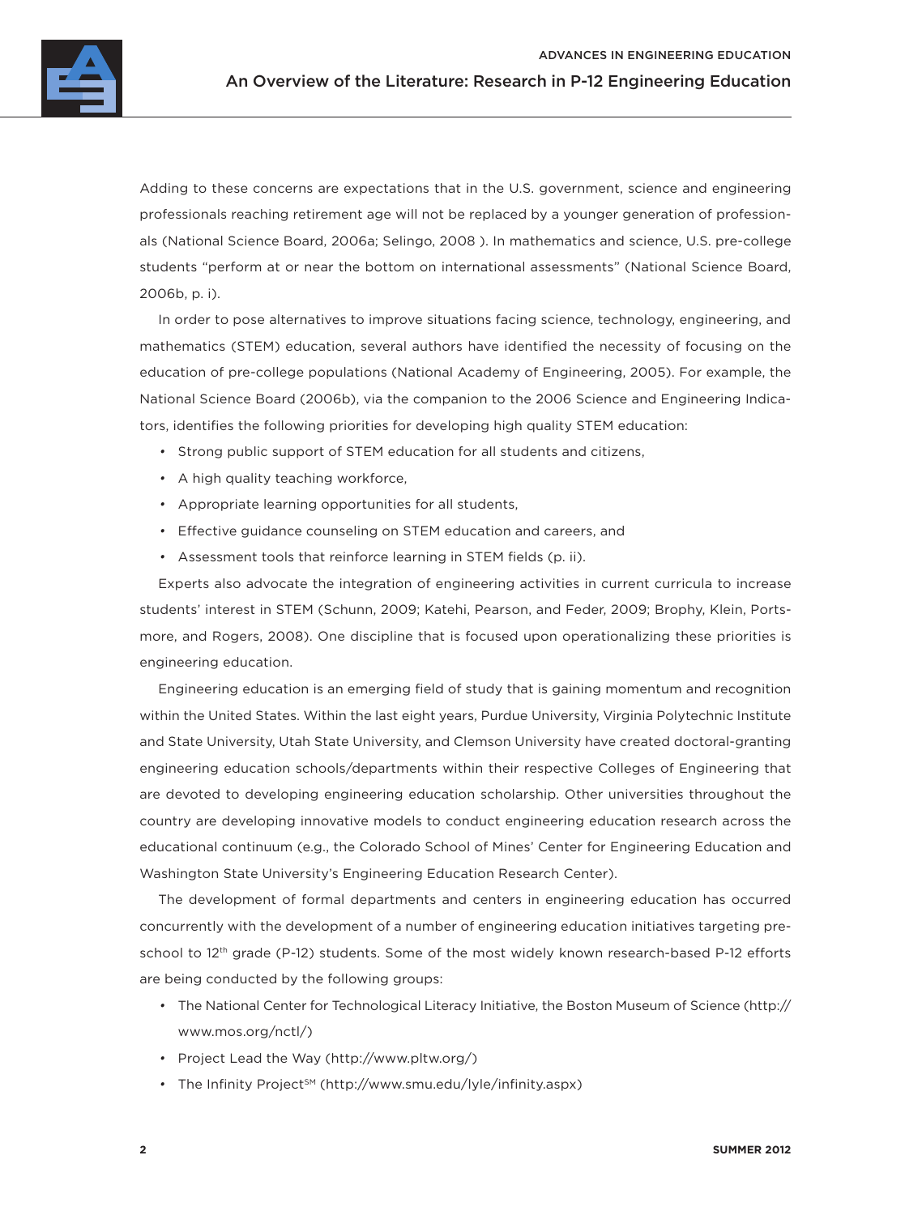Adding to these concerns are expectations that in the U.S. government, science and engineering professionals reaching retirement age will not be replaced by a younger generation of professionals (National Science Board, 2006a; Selingo, 2008 ). In mathematics and science, U.S. pre-college students "perform at or near the bottom on international assessments" (National Science Board, 2006b, p. i).

In order to pose alternatives to improve situations facing science, technology, engineering, and mathematics (STEM) education, several authors have identified the necessity of focusing on the education of pre-college populations (National Academy of Engineering, 2005). For example, the National Science Board (2006b), via the companion to the 2006 Science and Engineering Indicators, identifies the following priorities for developing high quality STEM education:

- Strong public support of STEM education for all students and citizens,
- A high quality teaching workforce,
- Appropriate learning opportunities for all students,
- Effective guidance counseling on STEM education and careers, and
- Assessment tools that reinforce learning in STEM fields (p. ii).

Experts also advocate the integration of engineering activities in current curricula to increase students' interest in STEM (Schunn, 2009; Katehi, Pearson, and Feder, 2009; Brophy, Klein, Portsmore, and Rogers, 2008). One discipline that is focused upon operationalizing these priorities is engineering education.

Engineering education is an emerging field of study that is gaining momentum and recognition within the United States. Within the last eight years, Purdue University, Virginia Polytechnic Institute and State University, Utah State University, and Clemson University have created doctoral-granting engineering education schools/departments within their respective Colleges of Engineering that are devoted to developing engineering education scholarship. Other universities throughout the country are developing innovative models to conduct engineering education research across the educational continuum (e.g., the Colorado School of Mines' Center for Engineering Education and Washington State University's Engineering Education Research Center).

The development of formal departments and centers in engineering education has occurred concurrently with the development of a number of engineering education initiatives targeting preschool to 12th grade (P-12) students. Some of the most widely known research-based P-12 efforts are being conducted by the following groups:

- The National Center for Technological Literacy Initiative, the Boston Museum of Science (http://www.mos.org/nctl/)
- Project Lead the Way (http://www.pltw.org/)
- The Infinity Project[SM] (http://www.smu.edu/lyle/infinity.aspx)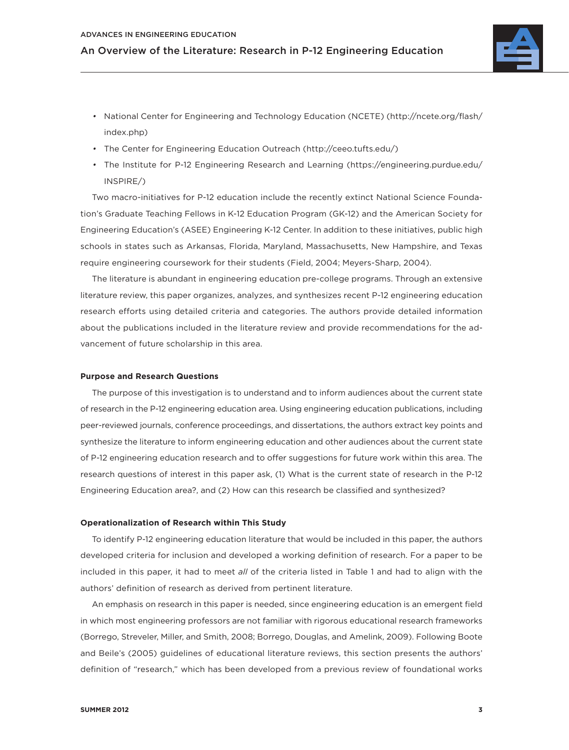- National Center for Engineering and Technology Education (NCETE) (http://ncete.org/flash/index.php)
- The Center for Engineering Education Outreach (http://ceeo.tufts.edu/)
- The Institute for P-12 Engineering Research and Learning (https://engineering.purdue.edu/INSPIRE/)

Two macro-initiatives for P-12 education include the recently extinct National Science Foundation's Graduate Teaching Fellows in K-12 Education Program (GK-12) and the American Society for Engineering Education's (ASEE) Engineering K-12 Center. In addition to these initiatives, public high schools in states such as Arkansas, Florida, Maryland, Massachusetts, New Hampshire, and Texas require engineering coursework for their students (Field, 2004; Meyers-Sharp, 2004).

The literature is abundant in engineering education pre-college programs. Through an extensive literature review, this paper organizes, analyzes, and synthesizes recent P-12 engineering education research efforts using detailed criteria and categories. The authors provide detailed information about the publications included in the literature review and provide recommendations for the advancement of future scholarship in this area.

**Purpose and Research Questions**

The purpose of this investigation is to understand and to inform audiences about the current state of research in the P-12 engineering education area. Using engineering education publications, including peer-reviewed journals, conference proceedings, and dissertations, the authors extract key points and synthesize the literature to inform engineering education and other audiences about the current state of P-12 engineering education research and to offer suggestions for future work within this area. The research questions of interest in this paper ask, (1) What is the current state of research in the P-12 Engineering Education area?, and (2) How can this research be classified and synthesized?

**Operationalization of Research within This Study**

To identify P-12 engineering education literature that would be included in this paper, the authors developed criteria for inclusion and developed a working definition of research. For a paper to be included in this paper, it had to meet *all* of the criteria listed in Table 1 and had to align with the authors' definition of research as derived from pertinent literature.

An emphasis on research in this paper is needed, since engineering education is an emergent field in which most engineering professors are not familiar with rigorous educational research frameworks (Borrego, Streveler, Miller, and Smith, 2008; Borrego, Douglas, and Amelink, 2009). Following Boote and Beile's (2005) guidelines of educational literature reviews, this section presents the authors' definition of "research," which has been developed from a previous review of foundational works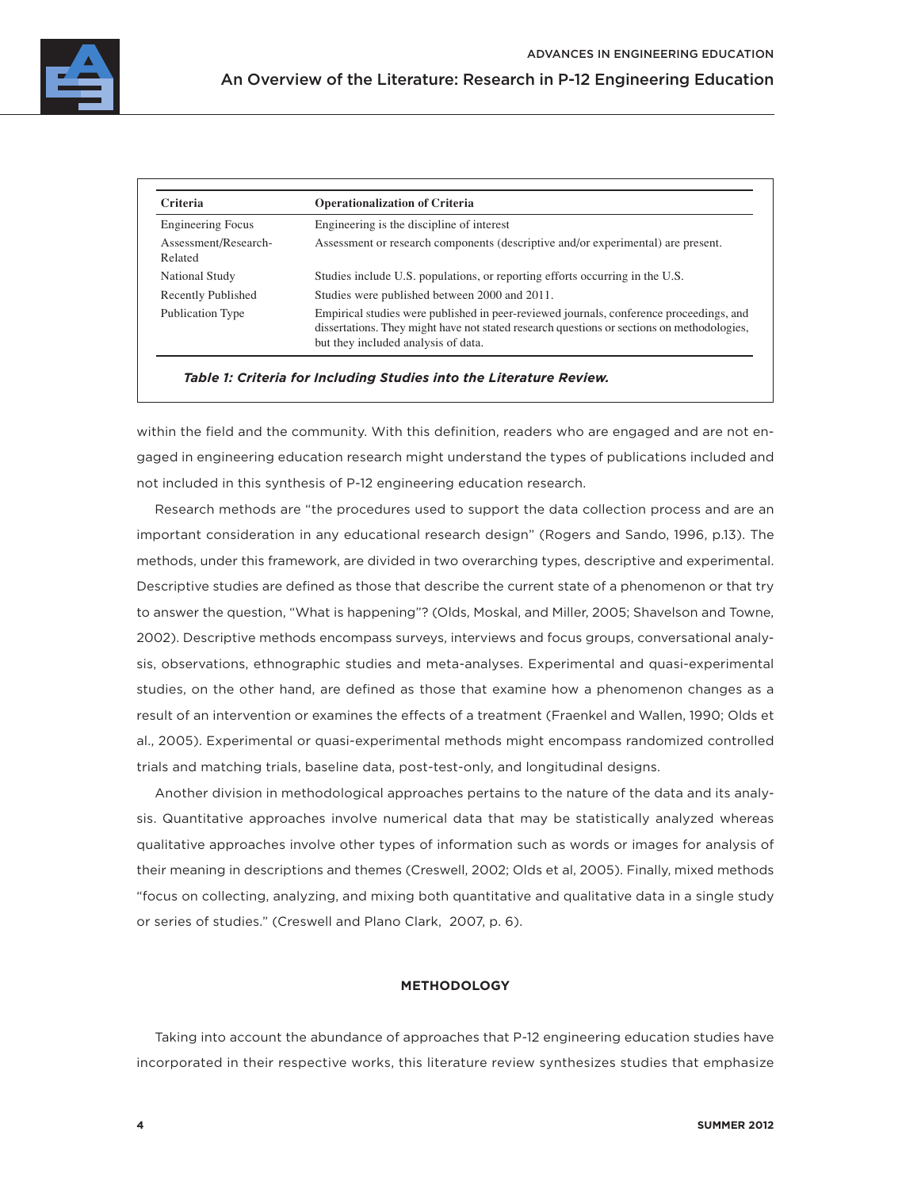| Criteria | Operationalization of Criteria |
|---|---|
| Engineering Focus | Engineering is the discipline of interest |
| Assessment/Research-Related | Assessment or research components (descriptive and/or experimental) are present. |
| National Study | Studies include U.S. populations, or reporting efforts occurring in the U.S. |
| Recently Published | Studies were published between 2000 and 2011. |
| Publication Type | Empirical studies were published in peer-reviewed journals, conference proceedings, and dissertations. They might have not stated research questions or sections on methodologies, but they included analysis of data. |

***Table 1: Criteria for Including Studies into the Literature Review.***

within the field and the community. With this definition, readers who are engaged and are not engaged in engineering education research might understand the types of publications included and not included in this synthesis of P-12 engineering education research.

Research methods are "the procedures used to support the data collection process and are an important consideration in any educational research design" (Rogers and Sando, 1996, p.13). The methods, under this framework, are divided in two overarching types, descriptive and experimental. Descriptive studies are defined as those that describe the current state of a phenomenon or that try to answer the question, "What is happening"? (Olds, Moskal, and Miller, 2005; Shavelson and Towne, 2002). Descriptive methods encompass surveys, interviews and focus groups, conversational analysis, observations, ethnographic studies and meta-analyses. Experimental and quasi-experimental studies, on the other hand, are defined as those that examine how a phenomenon changes as a result of an intervention or examines the effects of a treatment (Fraenkel and Wallen, 1990; Olds et al., 2005). Experimental or quasi-experimental methods might encompass randomized controlled trials and matching trials, baseline data, post-test-only, and longitudinal designs.

Another division in methodological approaches pertains to the nature of the data and its analysis. Quantitative approaches involve numerical data that may be statistically analyzed whereas qualitative approaches involve other types of information such as words or images for analysis of their meaning in descriptions and themes (Creswell, 2002; Olds et al, 2005). Finally, mixed methods "focus on collecting, analyzing, and mixing both quantitative and qualitative data in a single study or series of studies." (Creswell and Plano Clark, 2007, p. 6).

## METHODOLOGY

Taking into account the abundance of approaches that P-12 engineering education studies have incorporated in their respective works, this literature review synthesizes studies that emphasize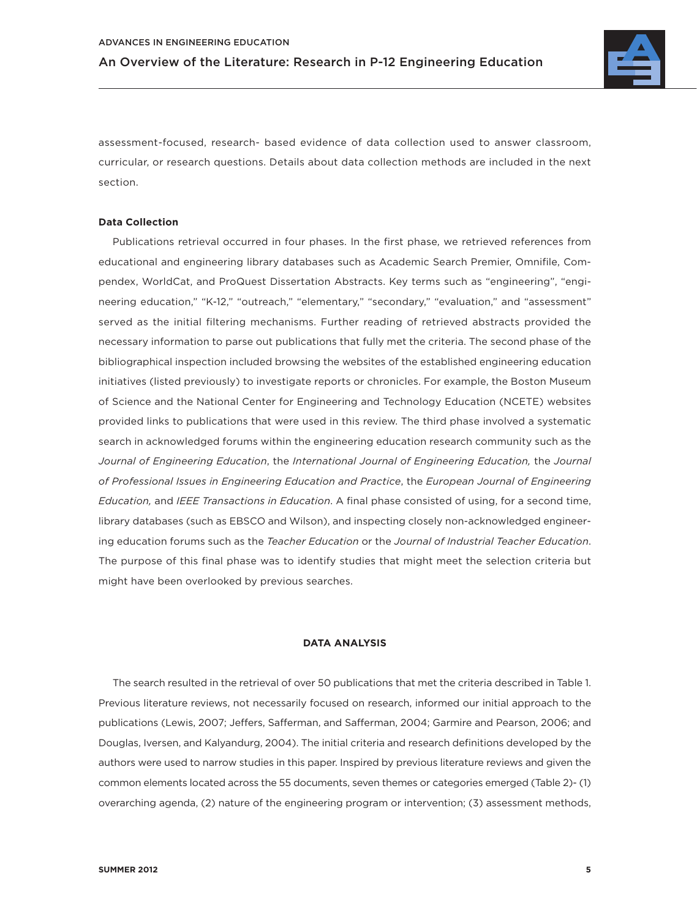assessment-focused, research- based evidence of data collection used to answer classroom, curricular, or research questions. Details about data collection methods are included in the next section.

**Data Collection**

Publications retrieval occurred in four phases. In the first phase, we retrieved references from educational and engineering library databases such as Academic Search Premier, Omnifile, Compendex, WorldCat, and ProQuest Dissertation Abstracts. Key terms such as "engineering", "engineering education," "K-12," "outreach," "elementary," "secondary," "evaluation," and "assessment" served as the initial filtering mechanisms. Further reading of retrieved abstracts provided the necessary information to parse out publications that fully met the criteria. The second phase of the bibliographical inspection included browsing the websites of the established engineering education initiatives (listed previously) to investigate reports or chronicles. For example, the Boston Museum of Science and the National Center for Engineering and Technology Education (NCETE) websites provided links to publications that were used in this review. The third phase involved a systematic search in acknowledged forums within the engineering education research community such as the *Journal of Engineering Education*, the *International Journal of Engineering Education,* the *Journal of Professional Issues in Engineering Education and Practice*, the *European Journal of Engineering Education,* and *IEEE Transactions in Education*. A final phase consisted of using, for a second time, library databases (such as EBSCO and Wilson), and inspecting closely non-acknowledged engineering education forums such as the *Teacher Education* or the *Journal of Industrial Teacher Education*. The purpose of this final phase was to identify studies that might meet the selection criteria but might have been overlooked by previous searches.

## DATA ANALYSIS

The search resulted in the retrieval of over 50 publications that met the criteria described in Table 1. Previous literature reviews, not necessarily focused on research, informed our initial approach to the publications (Lewis, 2007; Jeffers, Safferman, and Safferman, 2004; Garmire and Pearson, 2006; and Douglas, Iversen, and Kalyandurg, 2004). The initial criteria and research definitions developed by the authors were used to narrow studies in this paper. Inspired by previous literature reviews and given the common elements located across the 55 documents, seven themes or categories emerged (Table 2)- (1) overarching agenda, (2) nature of the engineering program or intervention; (3) assessment methods,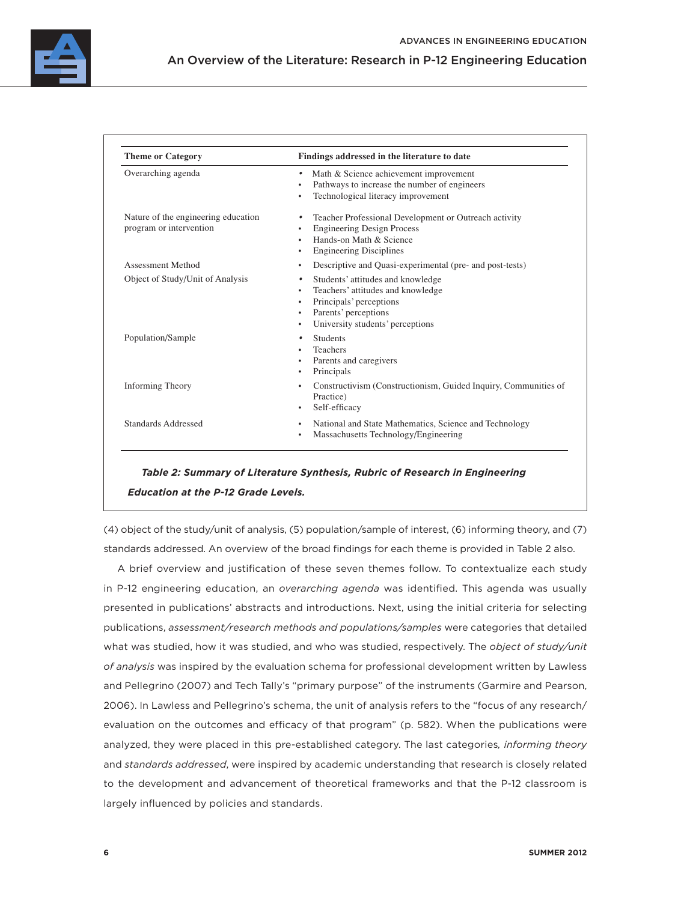| Theme or Category | Findings addressed in the literature to date |
|---|---|
| Overarching agenda | • Math & Science achievement improvement<br>• Pathways to increase the number of engineers<br>• Technological literacy improvement |
| Nature of the engineering education program or intervention | • Teacher Professional Development or Outreach activity<br>• Engineering Design Process<br>• Hands-on Math & Science<br>• Engineering Disciplines |
| Assessment Method | • Descriptive and Quasi-experimental (pre- and post-tests) |
| Object of Study/Unit of Analysis | • Students' attitudes and knowledge<br>• Teachers' attitudes and knowledge<br>• Principals' perceptions<br>• Parents' perceptions<br>• University students' perceptions |
| Population/Sample | • Students<br>• Teachers<br>• Parents and caregivers<br>• Principals |
| Informing Theory | • Constructivism (Constructionism, Guided Inquiry, Communities of Practice)<br>• Self-efficacy |
| Standards Addressed | • National and State Mathematics, Science and Technology<br>• Massachusetts Technology/Engineering |

***Table 2: Summary of Literature Synthesis, Rubric of Research in Engineering Education at the P-12 Grade Levels.***

(4) object of the study/unit of analysis, (5) population/sample of interest, (6) informing theory, and (7) standards addressed. An overview of the broad findings for each theme is provided in Table 2 also.

A brief overview and justification of these seven themes follow. To contextualize each study in P-12 engineering education, an *overarching agenda* was identified. This agenda was usually presented in publications' abstracts and introductions. Next, using the initial criteria for selecting publications, *assessment/research methods and populations/samples* were categories that detailed what was studied, how it was studied, and who was studied, respectively. The *object of study/unit of analysis* was inspired by the evaluation schema for professional development written by Lawless and Pellegrino (2007) and Tech Tally's "primary purpose" of the instruments (Garmire and Pearson, 2006). In Lawless and Pellegrino's schema, the unit of analysis refers to the "focus of any research/evaluation on the outcomes and efficacy of that program" (p. 582). When the publications were analyzed, they were placed in this pre-established category. The last categories*, informing theory* and *standards addressed*, were inspired by academic understanding that research is closely related to the development and advancement of theoretical frameworks and that the P-12 classroom is largely influenced by policies and standards.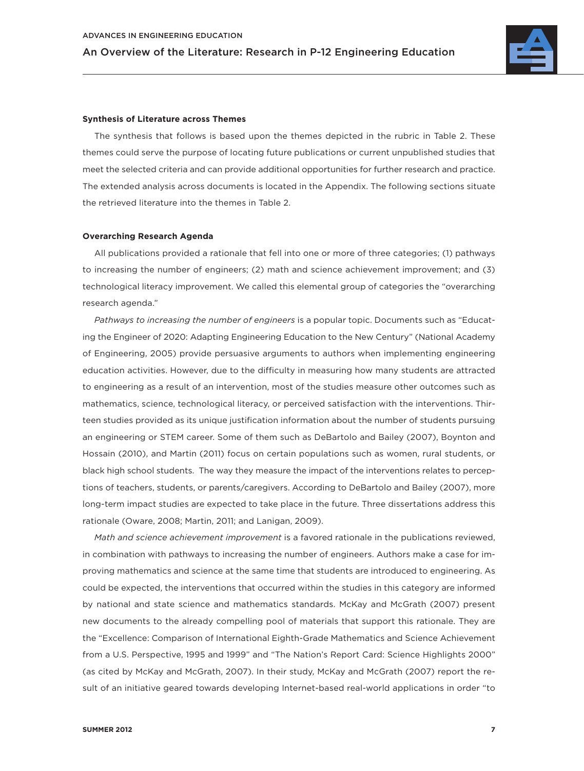### Synthesis of Literature across Themes

The synthesis that follows is based upon the themes depicted in the rubric in Table 2. These themes could serve the purpose of locating future publications or current unpublished studies that meet the selected criteria and can provide additional opportunities for further research and practice. The extended analysis across documents is located in the Appendix. The following sections situate the retrieved literature into the themes in Table 2.

### Overarching Research Agenda

All publications provided a rationale that fell into one or more of three categories; (1) pathways to increasing the number of engineers; (2) math and science achievement improvement; and (3) technological literacy improvement. We called this elemental group of categories the "overarching research agenda."

*Pathways to increasing the number of engineers* is a popular topic. Documents such as "Educating the Engineer of 2020: Adapting Engineering Education to the New Century" (National Academy of Engineering, 2005) provide persuasive arguments to authors when implementing engineering education activities. However, due to the difficulty in measuring how many students are attracted to engineering as a result of an intervention, most of the studies measure other outcomes such as mathematics, science, technological literacy, or perceived satisfaction with the interventions. Thirteen studies provided as its unique justification information about the number of students pursuing an engineering or STEM career. Some of them such as DeBartolo and Bailey (2007), Boynton and Hossain (2010), and Martin (2011) focus on certain populations such as women, rural students, or black high school students. The way they measure the impact of the interventions relates to perceptions of teachers, students, or parents/caregivers. According to DeBartolo and Bailey (2007), more long-term impact studies are expected to take place in the future. Three dissertations address this rationale (Oware, 2008; Martin, 2011; and Lanigan, 2009).

*Math and science achievement improvement* is a favored rationale in the publications reviewed, in combination with pathways to increasing the number of engineers. Authors make a case for improving mathematics and science at the same time that students are introduced to engineering. As could be expected, the interventions that occurred within the studies in this category are informed by national and state science and mathematics standards. McKay and McGrath (2007) present new documents to the already compelling pool of materials that support this rationale. They are the "Excellence: Comparison of International Eighth-Grade Mathematics and Science Achievement from a U.S. Perspective, 1995 and 1999" and "The Nation's Report Card: Science Highlights 2000" (as cited by McKay and McGrath, 2007). In their study, McKay and McGrath (2007) report the result of an initiative geared towards developing Internet-based real-world applications in order "to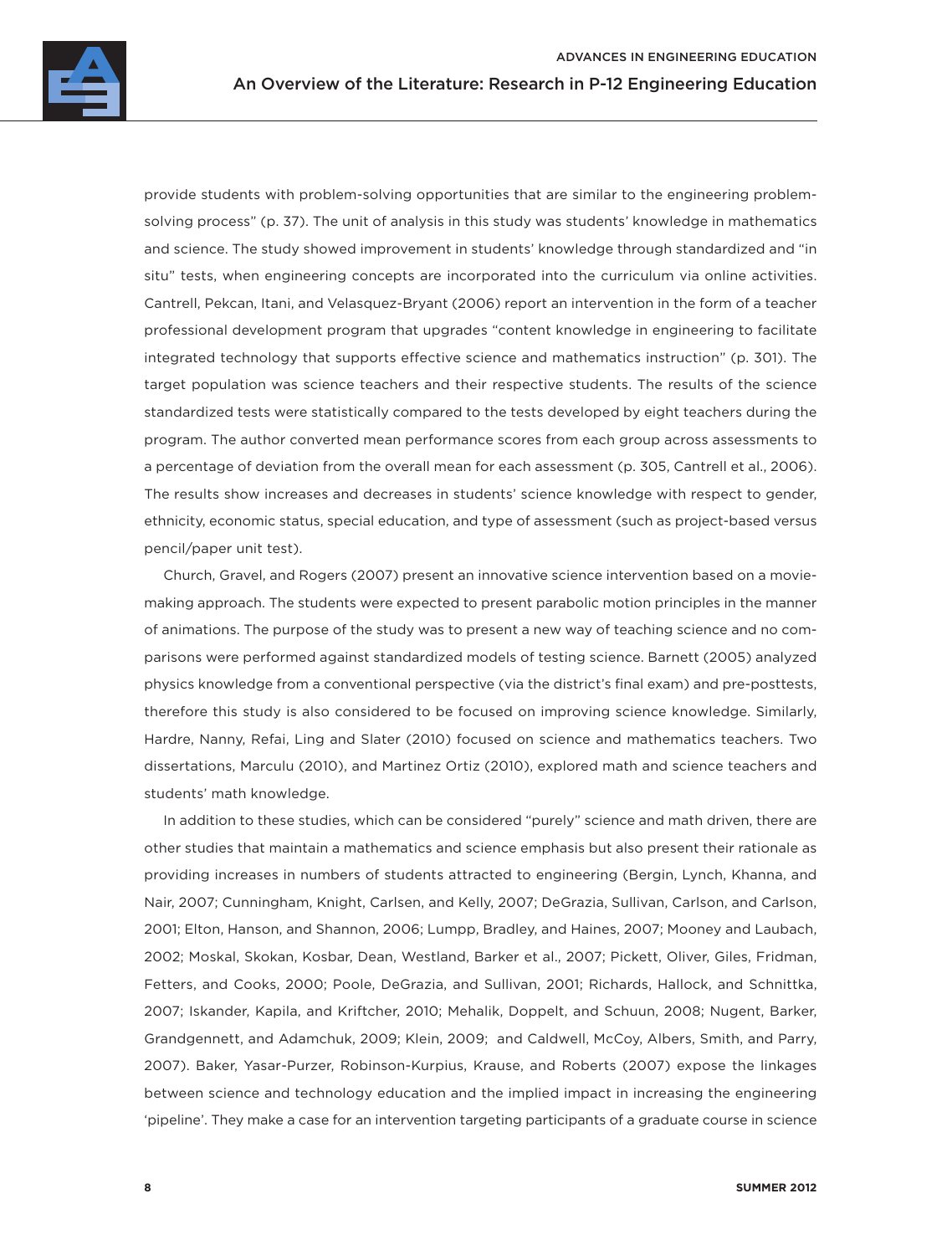provide students with problem-solving opportunities that are similar to the engineering problem-solving process" (p. 37). The unit of analysis in this study was students' knowledge in mathematics and science. The study showed improvement in students' knowledge through standardized and "in situ" tests, when engineering concepts are incorporated into the curriculum via online activities. Cantrell, Pekcan, Itani, and Velasquez-Bryant (2006) report an intervention in the form of a teacher professional development program that upgrades "content knowledge in engineering to facilitate integrated technology that supports effective science and mathematics instruction" (p. 301). The target population was science teachers and their respective students. The results of the science standardized tests were statistically compared to the tests developed by eight teachers during the program. The author converted mean performance scores from each group across assessments to a percentage of deviation from the overall mean for each assessment (p. 305, Cantrell et al., 2006). The results show increases and decreases in students' science knowledge with respect to gender, ethnicity, economic status, special education, and type of assessment (such as project-based versus pencil/paper unit test).

Church, Gravel, and Rogers (2007) present an innovative science intervention based on a movie-making approach. The students were expected to present parabolic motion principles in the manner of animations. The purpose of the study was to present a new way of teaching science and no comparisons were performed against standardized models of testing science. Barnett (2005) analyzed physics knowledge from a conventional perspective (via the district's final exam) and pre-posttests, therefore this study is also considered to be focused on improving science knowledge. Similarly, Hardre, Nanny, Refai, Ling and Slater (2010) focused on science and mathematics teachers. Two dissertations, Marculu (2010), and Martinez Ortiz (2010), explored math and science teachers and students' math knowledge.

In addition to these studies, which can be considered "purely" science and math driven, there are other studies that maintain a mathematics and science emphasis but also present their rationale as providing increases in numbers of students attracted to engineering (Bergin, Lynch, Khanna, and Nair, 2007; Cunningham, Knight, Carlsen, and Kelly, 2007; DeGrazia, Sullivan, Carlson, and Carlson, 2001; Elton, Hanson, and Shannon, 2006; Lumpp, Bradley, and Haines, 2007; Mooney and Laubach, 2002; Moskal, Skokan, Kosbar, Dean, Westland, Barker et al., 2007; Pickett, Oliver, Giles, Fridman, Fetters, and Cooks, 2000; Poole, DeGrazia, and Sullivan, 2001; Richards, Hallock, and Schnittka, 2007; Iskander, Kapila, and Kriftcher, 2010; Mehalik, Doppelt, and Schuun, 2008; Nugent, Barker, Grandgennett, and Adamchuk, 2009; Klein, 2009; and Caldwell, McCoy, Albers, Smith, and Parry, 2007). Baker, Yasar-Purzer, Robinson-Kurpius, Krause, and Roberts (2007) expose the linkages between science and technology education and the implied impact in increasing the engineering 'pipeline'. They make a case for an intervention targeting participants of a graduate course in science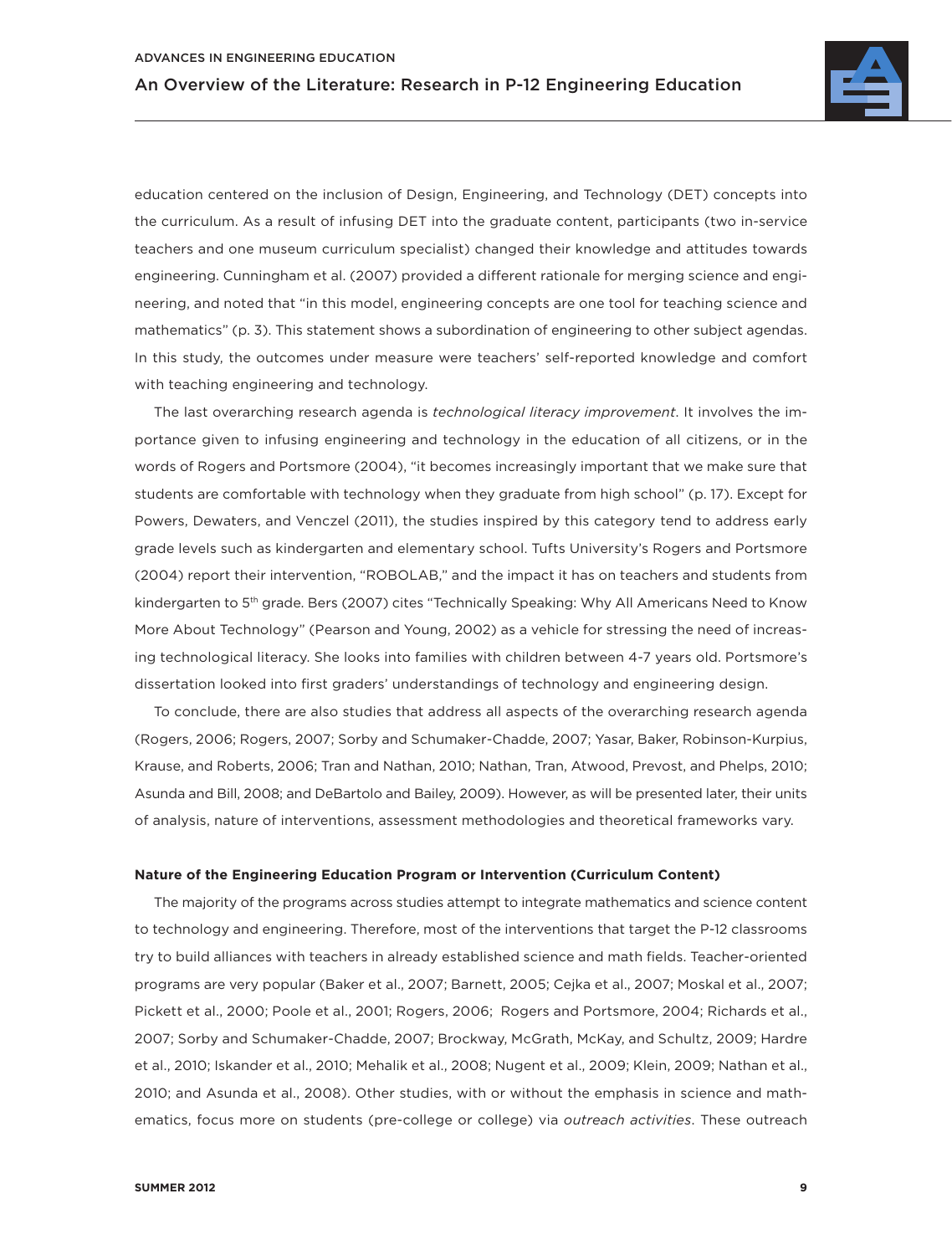education centered on the inclusion of Design, Engineering, and Technology (DET) concepts into the curriculum. As a result of infusing DET into the graduate content, participants (two in-service teachers and one museum curriculum specialist) changed their knowledge and attitudes towards engineering. Cunningham et al. (2007) provided a different rationale for merging science and engineering, and noted that "in this model, engineering concepts are one tool for teaching science and mathematics" (p. 3). This statement shows a subordination of engineering to other subject agendas. In this study, the outcomes under measure were teachers' self-reported knowledge and comfort with teaching engineering and technology.

The last overarching research agenda is *technological literacy improvement*. It involves the importance given to infusing engineering and technology in the education of all citizens, or in the words of Rogers and Portsmore (2004), "it becomes increasingly important that we make sure that students are comfortable with technology when they graduate from high school" (p. 17). Except for Powers, Dewaters, and Venczel (2011), the studies inspired by this category tend to address early grade levels such as kindergarten and elementary school. Tufts University's Rogers and Portsmore (2004) report their intervention, "ROBOLAB," and the impact it has on teachers and students from kindergarten to 5th grade. Bers (2007) cites "Technically Speaking: Why All Americans Need to Know More About Technology" (Pearson and Young, 2002) as a vehicle for stressing the need of increasing technological literacy. She looks into families with children between 4-7 years old. Portsmore's dissertation looked into first graders' understandings of technology and engineering design.

To conclude, there are also studies that address all aspects of the overarching research agenda (Rogers, 2006; Rogers, 2007; Sorby and Schumaker-Chadde, 2007; Yasar, Baker, Robinson-Kurpius, Krause, and Roberts, 2006; Tran and Nathan, 2010; Nathan, Tran, Atwood, Prevost, and Phelps, 2010; Asunda and Bill, 2008; and DeBartolo and Bailey, 2009). However, as will be presented later, their units of analysis, nature of interventions, assessment methodologies and theoretical frameworks vary.

**Nature of the Engineering Education Program or Intervention (Curriculum Content)**

The majority of the programs across studies attempt to integrate mathematics and science content to technology and engineering. Therefore, most of the interventions that target the P-12 classrooms try to build alliances with teachers in already established science and math fields. Teacher-oriented programs are very popular (Baker et al., 2007; Barnett, 2005; Cejka et al., 2007; Moskal et al., 2007; Pickett et al., 2000; Poole et al., 2001; Rogers, 2006; Rogers and Portsmore, 2004; Richards et al., 2007; Sorby and Schumaker-Chadde, 2007; Brockway, McGrath, McKay, and Schultz, 2009; Hardre et al., 2010; Iskander et al., 2010; Mehalik et al., 2008; Nugent et al., 2009; Klein, 2009; Nathan et al., 2010; and Asunda et al., 2008). Other studies, with or without the emphasis in science and mathematics, focus more on students (pre-college or college) via *outreach activities*. These outreach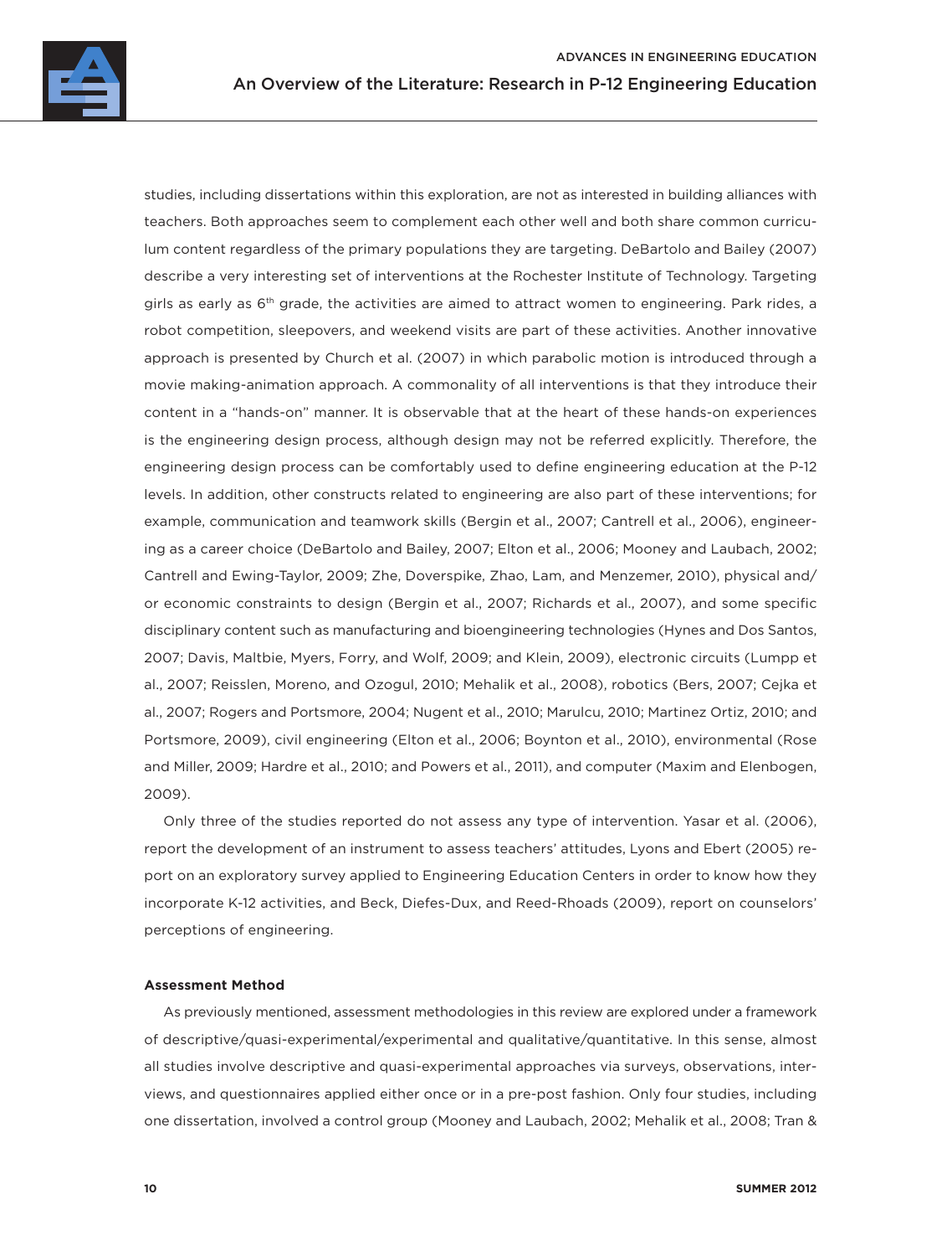studies, including dissertations within this exploration, are not as interested in building alliances with teachers. Both approaches seem to complement each other well and both share common curriculum content regardless of the primary populations they are targeting. DeBartolo and Bailey (2007) describe a very interesting set of interventions at the Rochester Institute of Technology. Targeting girls as early as 6th grade, the activities are aimed to attract women to engineering. Park rides, a robot competition, sleepovers, and weekend visits are part of these activities. Another innovative approach is presented by Church et al. (2007) in which parabolic motion is introduced through a movie making-animation approach. A commonality of all interventions is that they introduce their content in a "hands-on" manner. It is observable that at the heart of these hands-on experiences is the engineering design process, although design may not be referred explicitly. Therefore, the engineering design process can be comfortably used to define engineering education at the P-12 levels. In addition, other constructs related to engineering are also part of these interventions; for example, communication and teamwork skills (Bergin et al., 2007; Cantrell et al., 2006), engineering as a career choice (DeBartolo and Bailey, 2007; Elton et al., 2006; Mooney and Laubach, 2002; Cantrell and Ewing-Taylor, 2009; Zhe, Doverspike, Zhao, Lam, and Menzemer, 2010), physical and/or economic constraints to design (Bergin et al., 2007; Richards et al., 2007), and some specific disciplinary content such as manufacturing and bioengineering technologies (Hynes and Dos Santos, 2007; Davis, Maltbie, Myers, Forry, and Wolf, 2009; and Klein, 2009), electronic circuits (Lumpp et al., 2007; Reisslen, Moreno, and Ozogul, 2010; Mehalik et al., 2008), robotics (Bers, 2007; Cejka et al., 2007; Rogers and Portsmore, 2004; Nugent et al., 2010; Marulcu, 2010; Martinez Ortiz, 2010; and Portsmore, 2009), civil engineering (Elton et al., 2006; Boynton et al., 2010), environmental (Rose and Miller, 2009; Hardre et al., 2010; and Powers et al., 2011), and computer (Maxim and Elenbogen, 2009).

Only three of the studies reported do not assess any type of intervention. Yasar et al. (2006), report the development of an instrument to assess teachers' attitudes, Lyons and Ebert (2005) report on an exploratory survey applied to Engineering Education Centers in order to know how they incorporate K-12 activities, and Beck, Diefes-Dux, and Reed-Rhoads (2009), report on counselors' perceptions of engineering.

**Assessment Method**

As previously mentioned, assessment methodologies in this review are explored under a framework of descriptive/quasi-experimental/experimental and qualitative/quantitative. In this sense, almost all studies involve descriptive and quasi-experimental approaches via surveys, observations, interviews, and questionnaires applied either once or in a pre-post fashion. Only four studies, including one dissertation, involved a control group (Mooney and Laubach, 2002; Mehalik et al., 2008; Tran &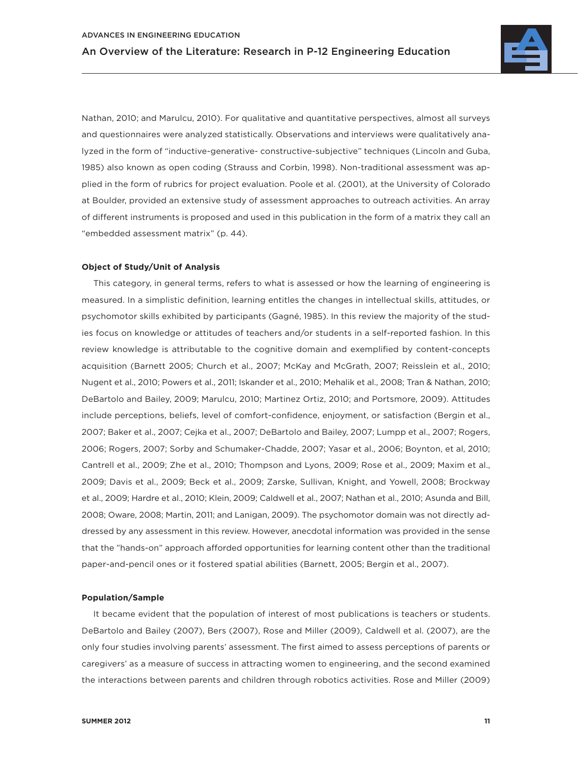Nathan, 2010; and Marulcu, 2010). For qualitative and quantitative perspectives, almost all surveys and questionnaires were analyzed statistically. Observations and interviews were qualitatively analyzed in the form of "inductive-generative- constructive-subjective" techniques (Lincoln and Guba, 1985) also known as open coding (Strauss and Corbin, 1998). Non-traditional assessment was applied in the form of rubrics for project evaluation. Poole et al. (2001), at the University of Colorado at Boulder, provided an extensive study of assessment approaches to outreach activities. An array of different instruments is proposed and used in this publication in the form of a matrix they call an "embedded assessment matrix" (p. 44).

#### Object of Study/Unit of Analysis

This category, in general terms, refers to what is assessed or how the learning of engineering is measured. In a simplistic definition, learning entitles the changes in intellectual skills, attitudes, or psychomotor skills exhibited by participants (Gagné, 1985). In this review the majority of the studies focus on knowledge or attitudes of teachers and/or students in a self-reported fashion. In this review knowledge is attributable to the cognitive domain and exemplified by content-concepts acquisition (Barnett 2005; Church et al., 2007; McKay and McGrath, 2007; Reisslein et al., 2010; Nugent et al., 2010; Powers et al., 2011; Iskander et al., 2010; Mehalik et al., 2008; Tran & Nathan, 2010; DeBartolo and Bailey, 2009; Marulcu, 2010; Martinez Ortiz, 2010; and Portsmore, 2009). Attitudes include perceptions, beliefs, level of comfort-confidence, enjoyment, or satisfaction (Bergin et al., 2007; Baker et al., 2007; Cejka et al., 2007; DeBartolo and Bailey, 2007; Lumpp et al., 2007; Rogers, 2006; Rogers, 2007; Sorby and Schumaker-Chadde, 2007; Yasar et al., 2006; Boynton, et al, 2010; Cantrell et al., 2009; Zhe et al., 2010; Thompson and Lyons, 2009; Rose et al., 2009; Maxim et al., 2009; Davis et al., 2009; Beck et al., 2009; Zarske, Sullivan, Knight, and Yowell, 2008; Brockway et al., 2009; Hardre et al., 2010; Klein, 2009; Caldwell et al., 2007; Nathan et al., 2010; Asunda and Bill, 2008; Oware, 2008; Martin, 2011; and Lanigan, 2009). The psychomotor domain was not directly addressed by any assessment in this review. However, anecdotal information was provided in the sense that the "hands-on" approach afforded opportunities for learning content other than the traditional paper-and-pencil ones or it fostered spatial abilities (Barnett, 2005; Bergin et al., 2007).

#### Population/Sample

It became evident that the population of interest of most publications is teachers or students. DeBartolo and Bailey (2007), Bers (2007), Rose and Miller (2009), Caldwell et al. (2007), are the only four studies involving parents' assessment. The first aimed to assess perceptions of parents or caregivers' as a measure of success in attracting women to engineering, and the second examined the interactions between parents and children through robotics activities. Rose and Miller (2009)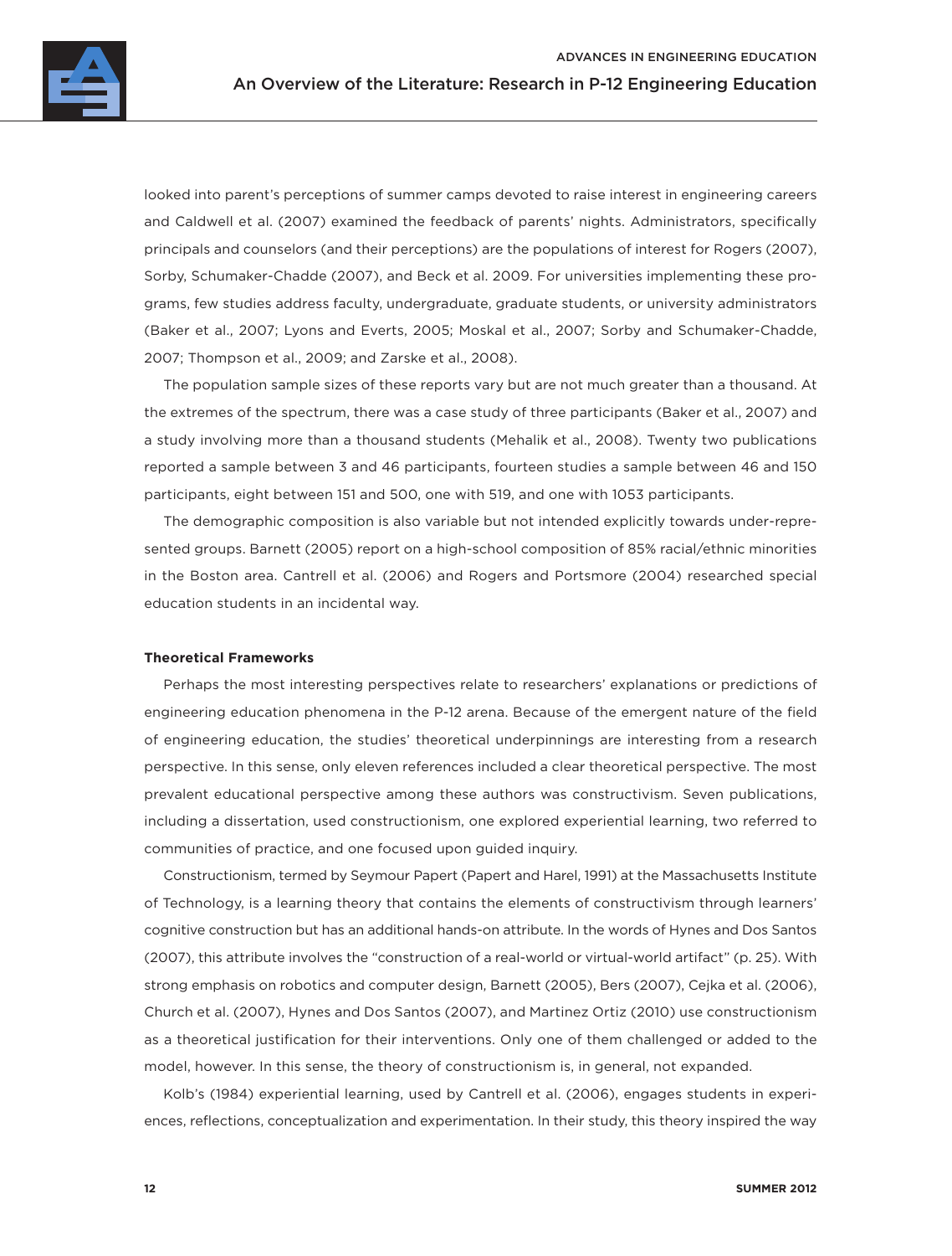looked into parent's perceptions of summer camps devoted to raise interest in engineering careers and Caldwell et al. (2007) examined the feedback of parents' nights. Administrators, specifically principals and counselors (and their perceptions) are the populations of interest for Rogers (2007), Sorby, Schumaker-Chadde (2007), and Beck et al. 2009. For universities implementing these programs, few studies address faculty, undergraduate, graduate students, or university administrators (Baker et al., 2007; Lyons and Everts, 2005; Moskal et al., 2007; Sorby and Schumaker-Chadde, 2007; Thompson et al., 2009; and Zarske et al., 2008).

The population sample sizes of these reports vary but are not much greater than a thousand. At the extremes of the spectrum, there was a case study of three participants (Baker et al., 2007) and a study involving more than a thousand students (Mehalik et al., 2008). Twenty two publications reported a sample between 3 and 46 participants, fourteen studies a sample between 46 and 150 participants, eight between 151 and 500, one with 519, and one with 1053 participants.

The demographic composition is also variable but not intended explicitly towards under-represented groups. Barnett (2005) report on a high-school composition of 85% racial/ethnic minorities in the Boston area. Cantrell et al. (2006) and Rogers and Portsmore (2004) researched special education students in an incidental way.

**Theoretical Frameworks**

Perhaps the most interesting perspectives relate to researchers' explanations or predictions of engineering education phenomena in the P-12 arena. Because of the emergent nature of the field of engineering education, the studies' theoretical underpinnings are interesting from a research perspective. In this sense, only eleven references included a clear theoretical perspective. The most prevalent educational perspective among these authors was constructivism. Seven publications, including a dissertation, used constructionism, one explored experiential learning, two referred to communities of practice, and one focused upon guided inquiry.

Constructionism, termed by Seymour Papert (Papert and Harel, 1991) at the Massachusetts Institute of Technology, is a learning theory that contains the elements of constructivism through learners' cognitive construction but has an additional hands-on attribute. In the words of Hynes and Dos Santos (2007), this attribute involves the "construction of a real-world or virtual-world artifact" (p. 25). With strong emphasis on robotics and computer design, Barnett (2005), Bers (2007), Cejka et al. (2006), Church et al. (2007), Hynes and Dos Santos (2007), and Martinez Ortiz (2010) use constructionism as a theoretical justification for their interventions. Only one of them challenged or added to the model, however. In this sense, the theory of constructionism is, in general, not expanded.

Kolb's (1984) experiential learning, used by Cantrell et al. (2006), engages students in experiences, reflections, conceptualization and experimentation. In their study, this theory inspired the way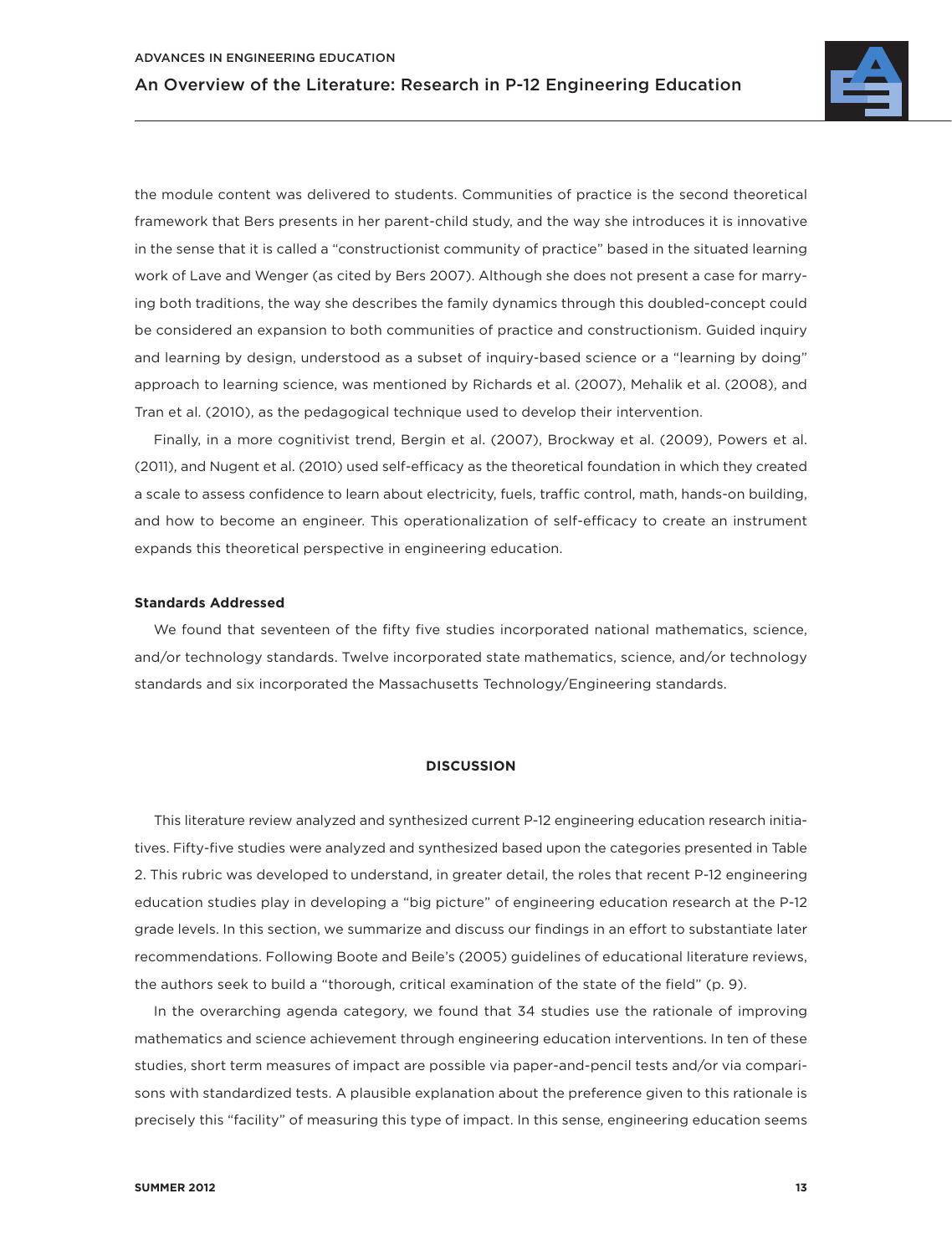the module content was delivered to students. Communities of practice is the second theoretical framework that Bers presents in her parent-child study, and the way she introduces it is innovative in the sense that it is called a "constructionist community of practice" based in the situated learning work of Lave and Wenger (as cited by Bers 2007). Although she does not present a case for marrying both traditions, the way she describes the family dynamics through this doubled-concept could be considered an expansion to both communities of practice and constructionism. Guided inquiry and learning by design, understood as a subset of inquiry-based science or a "learning by doing" approach to learning science, was mentioned by Richards et al. (2007), Mehalik et al. (2008), and Tran et al. (2010), as the pedagogical technique used to develop their intervention.

Finally, in a more cognitivist trend, Bergin et al. (2007), Brockway et al. (2009), Powers et al. (2011), and Nugent et al. (2010) used self-efficacy as the theoretical foundation in which they created a scale to assess confidence to learn about electricity, fuels, traffic control, math, hands-on building, and how to become an engineer. This operationalization of self-efficacy to create an instrument expands this theoretical perspective in engineering education.

**Standards Addressed**

We found that seventeen of the fifty five studies incorporated national mathematics, science, and/or technology standards. Twelve incorporated state mathematics, science, and/or technology standards and six incorporated the Massachusetts Technology/Engineering standards.

## DISCUSSION

This literature review analyzed and synthesized current P-12 engineering education research initiatives. Fifty-five studies were analyzed and synthesized based upon the categories presented in Table 2. This rubric was developed to understand, in greater detail, the roles that recent P-12 engineering education studies play in developing a "big picture" of engineering education research at the P-12 grade levels. In this section, we summarize and discuss our findings in an effort to substantiate later recommendations. Following Boote and Beile's (2005) guidelines of educational literature reviews, the authors seek to build a "thorough, critical examination of the state of the field" (p. 9).

In the overarching agenda category, we found that 34 studies use the rationale of improving mathematics and science achievement through engineering education interventions. In ten of these studies, short term measures of impact are possible via paper-and-pencil tests and/or via comparisons with standardized tests. A plausible explanation about the preference given to this rationale is precisely this "facility" of measuring this type of impact. In this sense, engineering education seems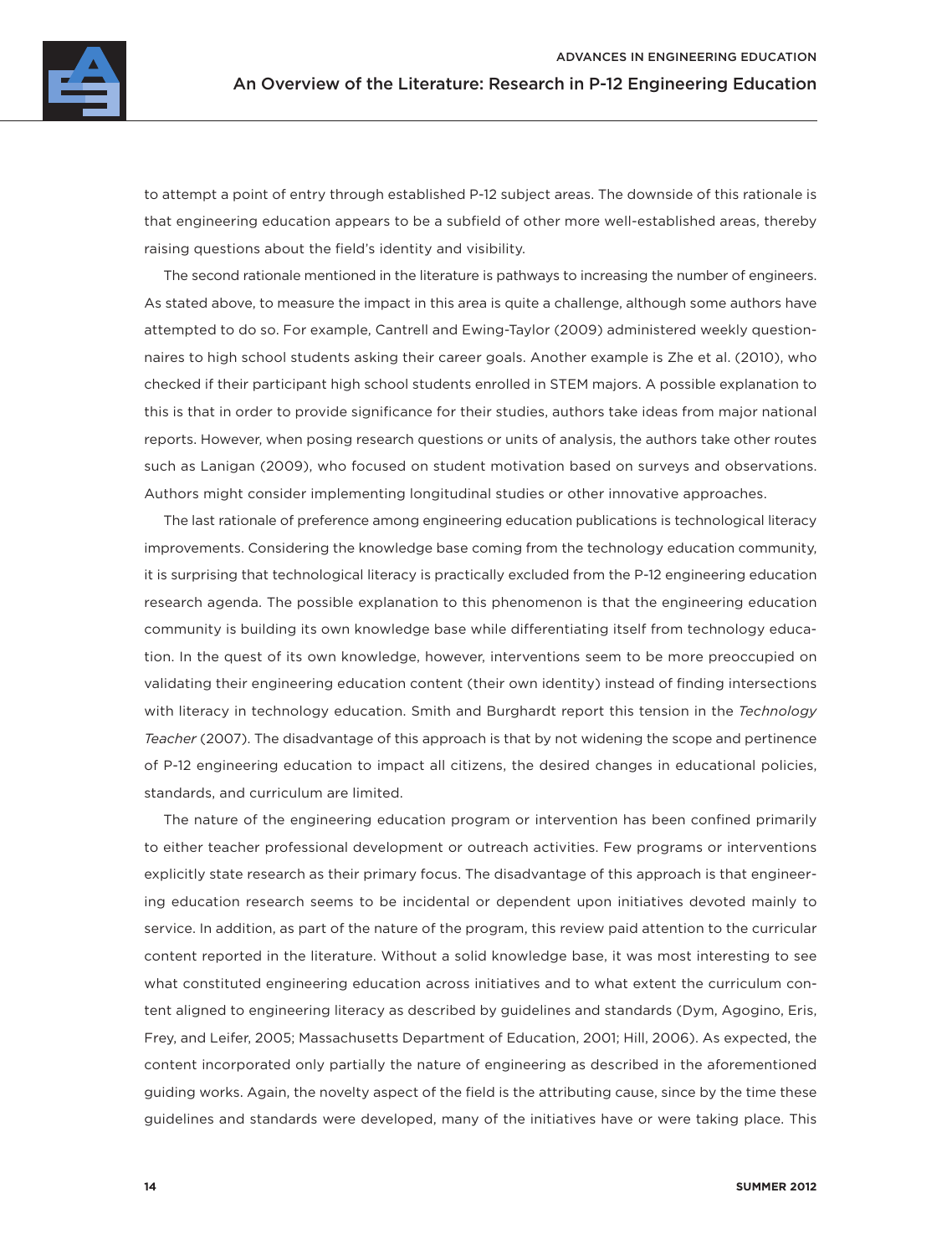to attempt a point of entry through established P-12 subject areas. The downside of this rationale is that engineering education appears to be a subfield of other more well-established areas, thereby raising questions about the field's identity and visibility.

The second rationale mentioned in the literature is pathways to increasing the number of engineers. As stated above, to measure the impact in this area is quite a challenge, although some authors have attempted to do so. For example, Cantrell and Ewing-Taylor (2009) administered weekly questionnaires to high school students asking their career goals. Another example is Zhe et al. (2010), who checked if their participant high school students enrolled in STEM majors. A possible explanation to this is that in order to provide significance for their studies, authors take ideas from major national reports. However, when posing research questions or units of analysis, the authors take other routes such as Lanigan (2009), who focused on student motivation based on surveys and observations. Authors might consider implementing longitudinal studies or other innovative approaches.

The last rationale of preference among engineering education publications is technological literacy improvements. Considering the knowledge base coming from the technology education community, it is surprising that technological literacy is practically excluded from the P-12 engineering education research agenda. The possible explanation to this phenomenon is that the engineering education community is building its own knowledge base while differentiating itself from technology education. In the quest of its own knowledge, however, interventions seem to be more preoccupied on validating their engineering education content (their own identity) instead of finding intersections with literacy in technology education. Smith and Burghardt report this tension in the *Technology Teacher* (2007). The disadvantage of this approach is that by not widening the scope and pertinence of P-12 engineering education to impact all citizens, the desired changes in educational policies, standards, and curriculum are limited.

The nature of the engineering education program or intervention has been confined primarily to either teacher professional development or outreach activities. Few programs or interventions explicitly state research as their primary focus. The disadvantage of this approach is that engineering education research seems to be incidental or dependent upon initiatives devoted mainly to service. In addition, as part of the nature of the program, this review paid attention to the curricular content reported in the literature. Without a solid knowledge base, it was most interesting to see what constituted engineering education across initiatives and to what extent the curriculum content aligned to engineering literacy as described by guidelines and standards (Dym, Agogino, Eris, Frey, and Leifer, 2005; Massachusetts Department of Education, 2001; Hill, 2006). As expected, the content incorporated only partially the nature of engineering as described in the aforementioned guiding works. Again, the novelty aspect of the field is the attributing cause, since by the time these guidelines and standards were developed, many of the initiatives have or were taking place. This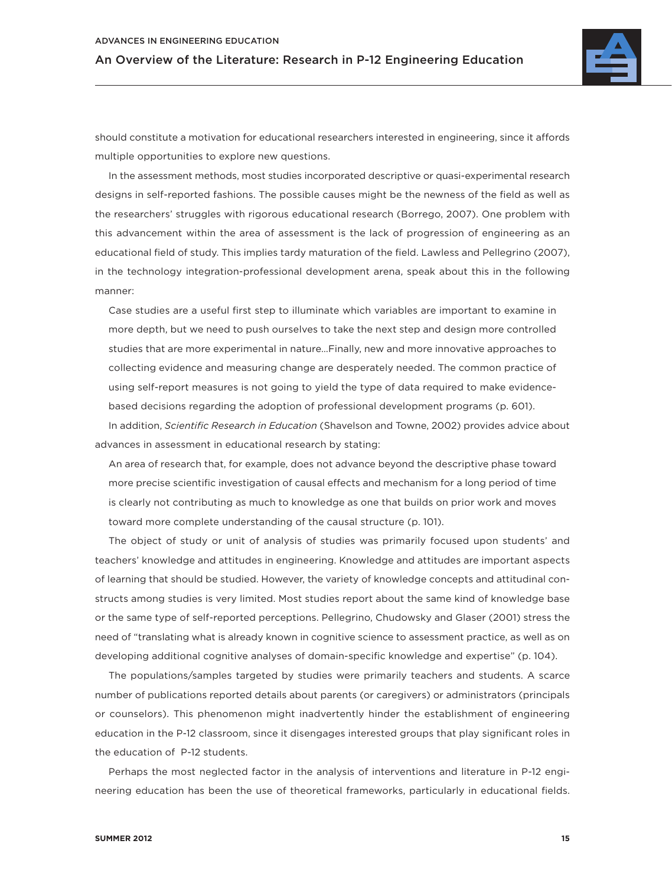should constitute a motivation for educational researchers interested in engineering, since it affords multiple opportunities to explore new questions.

In the assessment methods, most studies incorporated descriptive or quasi-experimental research designs in self-reported fashions. The possible causes might be the newness of the field as well as the researchers' struggles with rigorous educational research (Borrego, 2007). One problem with this advancement within the area of assessment is the lack of progression of engineering as an educational field of study. This implies tardy maturation of the field. Lawless and Pellegrino (2007), in the technology integration-professional development arena, speak about this in the following manner:

> Case studies are a useful first step to illuminate which variables are important to examine in more depth, but we need to push ourselves to take the next step and design more controlled studies that are more experimental in nature…Finally, new and more innovative approaches to collecting evidence and measuring change are desperately needed. The common practice of using self-report measures is not going to yield the type of data required to make evidence-based decisions regarding the adoption of professional development programs (p. 601).

In addition, *Scientific Research in Education* (Shavelson and Towne, 2002) provides advice about advances in assessment in educational research by stating:

> An area of research that, for example, does not advance beyond the descriptive phase toward more precise scientific investigation of causal effects and mechanism for a long period of time is clearly not contributing as much to knowledge as one that builds on prior work and moves toward more complete understanding of the causal structure (p. 101).

The object of study or unit of analysis of studies was primarily focused upon students' and teachers' knowledge and attitudes in engineering. Knowledge and attitudes are important aspects of learning that should be studied. However, the variety of knowledge concepts and attitudinal constructs among studies is very limited. Most studies report about the same kind of knowledge base or the same type of self-reported perceptions. Pellegrino, Chudowsky and Glaser (2001) stress the need of "translating what is already known in cognitive science to assessment practice, as well as on developing additional cognitive analyses of domain-specific knowledge and expertise" (p. 104).

The populations/samples targeted by studies were primarily teachers and students. A scarce number of publications reported details about parents (or caregivers) or administrators (principals or counselors). This phenomenon might inadvertently hinder the establishment of engineering education in the P-12 classroom, since it disengages interested groups that play significant roles in the education of P-12 students.

Perhaps the most neglected factor in the analysis of interventions and literature in P-12 engineering education has been the use of theoretical frameworks, particularly in educational fields.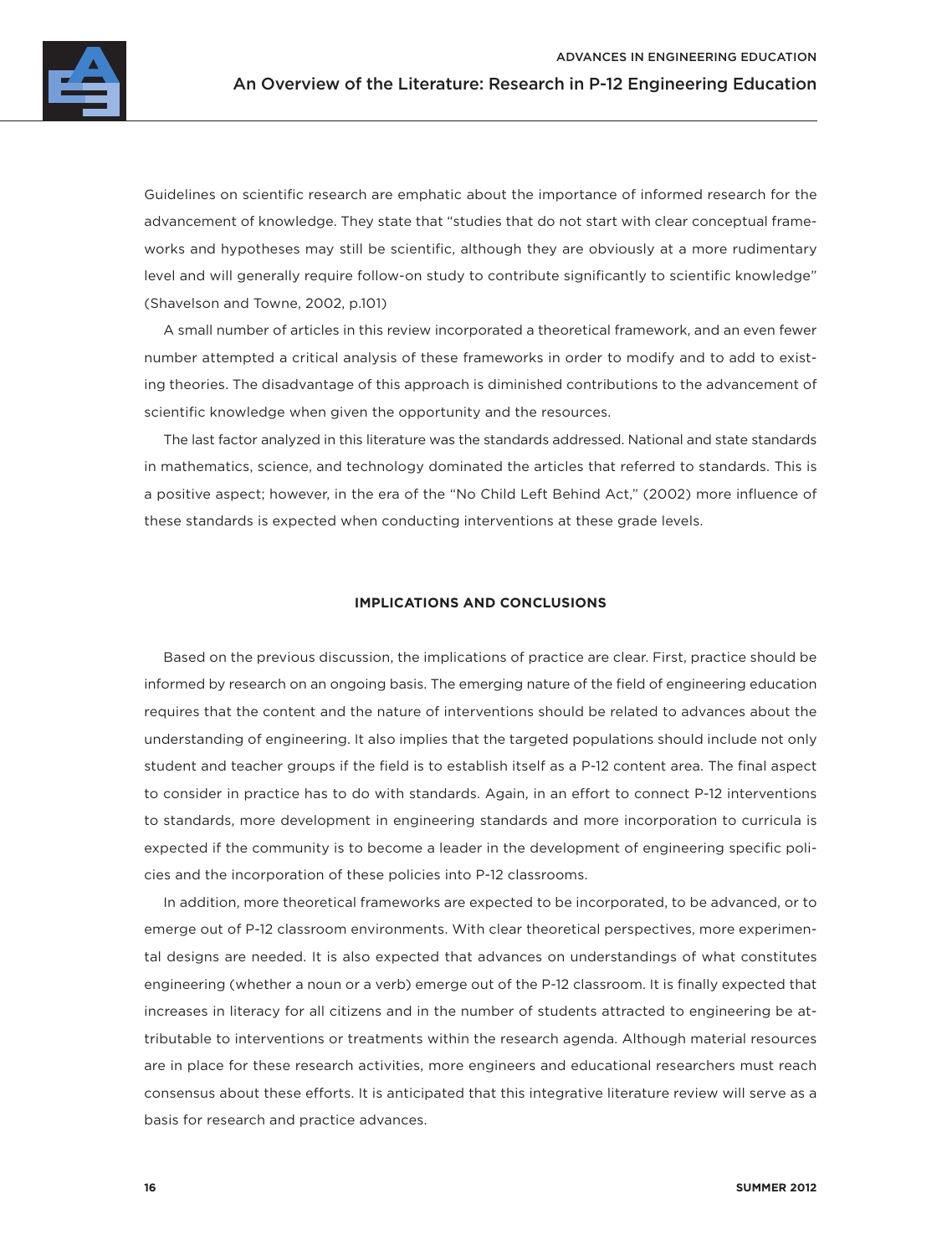Guidelines on scientific research are emphatic about the importance of informed research for the advancement of knowledge. They state that "studies that do not start with clear conceptual frameworks and hypotheses may still be scientific, although they are obviously at a more rudimentary level and will generally require follow-on study to contribute significantly to scientific knowledge" (Shavelson and Towne, 2002, p.101)

A small number of articles in this review incorporated a theoretical framework, and an even fewer number attempted a critical analysis of these frameworks in order to modify and to add to existing theories. The disadvantage of this approach is diminished contributions to the advancement of scientific knowledge when given the opportunity and the resources.

The last factor analyzed in this literature was the standards addressed. National and state standards in mathematics, science, and technology dominated the articles that referred to standards. This is a positive aspect; however, in the era of the "No Child Left Behind Act," (2002) more influence of these standards is expected when conducting interventions at these grade levels.

## IMPLICATIONS AND CONCLUSIONS

Based on the previous discussion, the implications of practice are clear. First, practice should be informed by research on an ongoing basis. The emerging nature of the field of engineering education requires that the content and the nature of interventions should be related to advances about the understanding of engineering. It also implies that the targeted populations should include not only student and teacher groups if the field is to establish itself as a P-12 content area. The final aspect to consider in practice has to do with standards. Again, in an effort to connect P-12 interventions to standards, more development in engineering standards and more incorporation to curricula is expected if the community is to become a leader in the development of engineering specific policies and the incorporation of these policies into P-12 classrooms.

In addition, more theoretical frameworks are expected to be incorporated, to be advanced, or to emerge out of P-12 classroom environments. With clear theoretical perspectives, more experimental designs are needed. It is also expected that advances on understandings of what constitutes engineering (whether a noun or a verb) emerge out of the P-12 classroom. It is finally expected that increases in literacy for all citizens and in the number of students attracted to engineering be attributable to interventions or treatments within the research agenda. Although material resources are in place for these research activities, more engineers and educational researchers must reach consensus about these efforts. It is anticipated that this integrative literature review will serve as a basis for research and practice advances.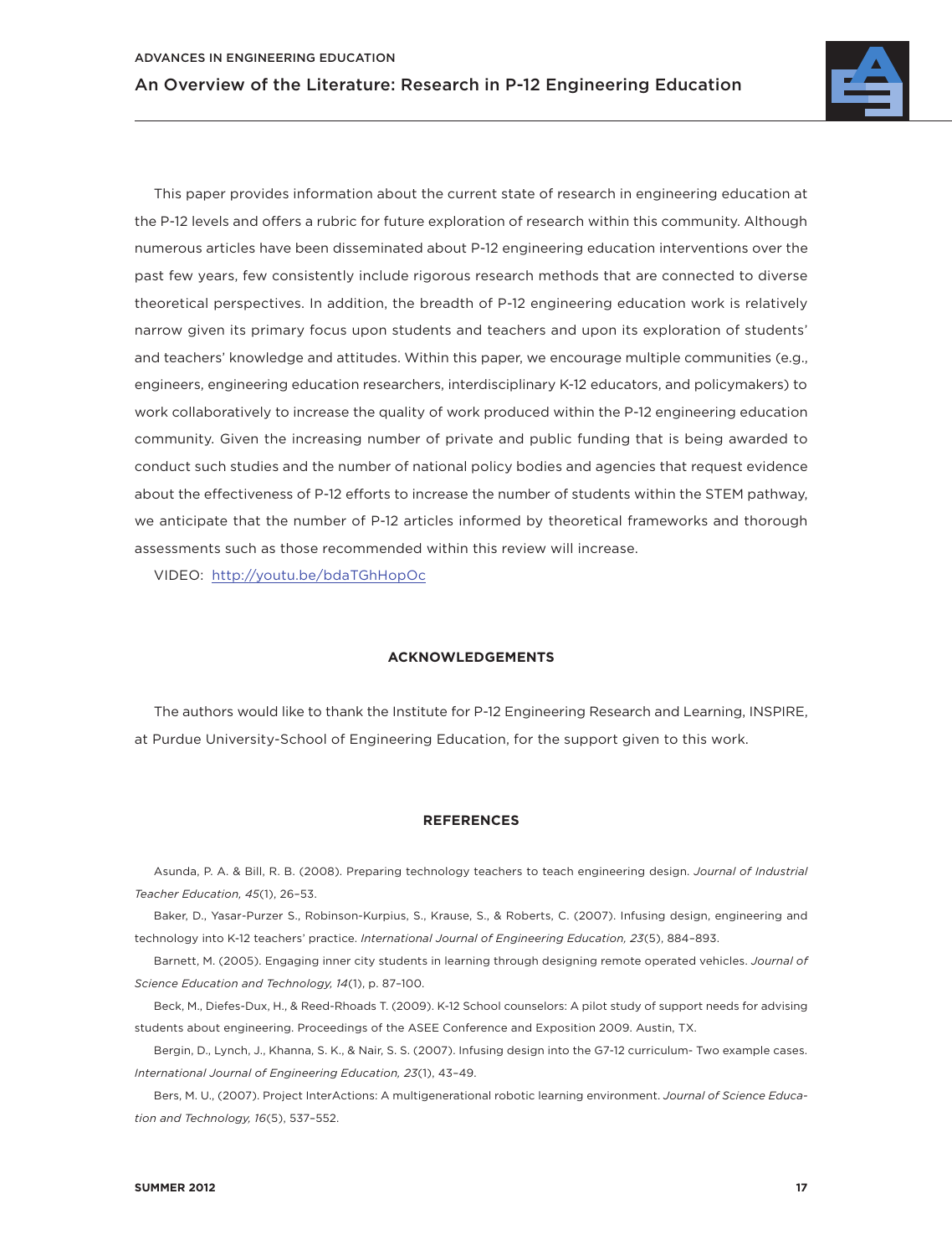This paper provides information about the current state of research in engineering education at the P-12 levels and offers a rubric for future exploration of research within this community. Although numerous articles have been disseminated about P-12 engineering education interventions over the past few years, few consistently include rigorous research methods that are connected to diverse theoretical perspectives. In addition, the breadth of P-12 engineering education work is relatively narrow given its primary focus upon students and teachers and upon its exploration of students' and teachers' knowledge and attitudes. Within this paper, we encourage multiple communities (e.g., engineers, engineering education researchers, interdisciplinary K-12 educators, and policymakers) to work collaboratively to increase the quality of work produced within the P-12 engineering education community. Given the increasing number of private and public funding that is being awarded to conduct such studies and the number of national policy bodies and agencies that request evidence about the effectiveness of P-12 efforts to increase the number of students within the STEM pathway, we anticipate that the number of P-12 articles informed by theoretical frameworks and thorough assessments such as those recommended within this review will increase.

VIDEO: http://youtu.be/bdaTGhHopOc

## ACKNOWLEDGEMENTS

The authors would like to thank the Institute for P-12 Engineering Research and Learning, INSPIRE, at Purdue University-School of Engineering Education, for the support given to this work.

## REFERENCES

Asunda, P. A. & Bill, R. B. (2008). Preparing technology teachers to teach engineering design. *Journal of Industrial Teacher Education, 45*(1), 26–53.

Baker, D., Yasar-Purzer S., Robinson-Kurpius, S., Krause, S., & Roberts, C. (2007). Infusing design, engineering and technology into K-12 teachers' practice. *International Journal of Engineering Education, 23*(5), 884–893.

Barnett, M. (2005). Engaging inner city students in learning through designing remote operated vehicles. *Journal of Science Education and Technology, 14*(1), p. 87–100.

Beck, M., Diefes-Dux, H., & Reed-Rhoads T. (2009). K-12 School counselors: A pilot study of support needs for advising students about engineering. Proceedings of the ASEE Conference and Exposition 2009. Austin, TX.

Bergin, D., Lynch, J., Khanna, S. K., & Nair, S. S. (2007). Infusing design into the G7-12 curriculum- Two example cases. *International Journal of Engineering Education, 23*(1), 43–49.

Bers, M. U., (2007). Project InterActions: A multigenerational robotic learning environment. *Journal of Science Education and Technology, 16*(5), 537–552.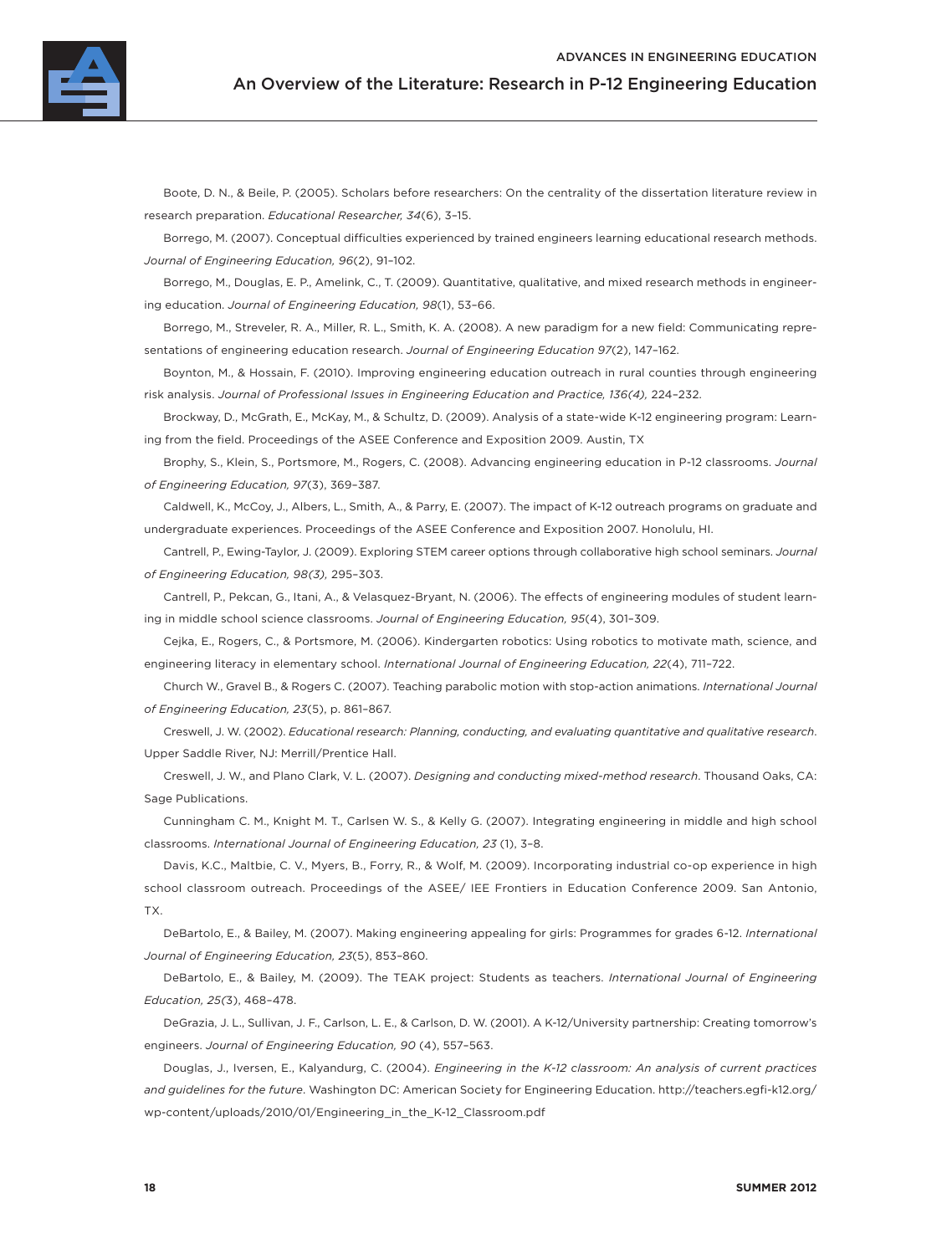Boote, D. N., & Beile, P. (2005). Scholars before researchers: On the centrality of the dissertation literature review in research preparation. *Educational Researcher, 34*(6), 3–15.

Borrego, M. (2007). Conceptual difficulties experienced by trained engineers learning educational research methods. *Journal of Engineering Education, 96*(2), 91–102.

Borrego, M., Douglas, E. P., Amelink, C., T. (2009). Quantitative, qualitative, and mixed research methods in engineering education. *Journal of Engineering Education, 98*(1), 53–66.

Borrego, M., Streveler, R. A., Miller, R. L., Smith, K. A. (2008). A new paradigm for a new field: Communicating representations of engineering education research. *Journal of Engineering Education 97*(2), 147–162.

Boynton, M., & Hossain, F. (2010). Improving engineering education outreach in rural counties through engineering risk analysis. *Journal of Professional Issues in Engineering Education and Practice, 136(4),* 224–232.

Brockway, D., McGrath, E., McKay, M., & Schultz, D. (2009). Analysis of a state-wide K-12 engineering program: Learning from the field. Proceedings of the ASEE Conference and Exposition 2009. Austin, TX

Brophy, S., Klein, S., Portsmore, M., Rogers, C. (2008). Advancing engineering education in P-12 classrooms. *Journal of Engineering Education, 97*(3), 369–387.

Caldwell, K., McCoy, J., Albers, L., Smith, A., & Parry, E. (2007). The impact of K-12 outreach programs on graduate and undergraduate experiences. Proceedings of the ASEE Conference and Exposition 2007. Honolulu, HI.

Cantrell, P., Ewing-Taylor, J. (2009). Exploring STEM career options through collaborative high school seminars. *Journal of Engineering Education, 98(3),* 295–303.

Cantrell, P., Pekcan, G., Itani, A., & Velasquez-Bryant, N. (2006). The effects of engineering modules of student learning in middle school science classrooms. *Journal of Engineering Education, 95*(4), 301–309.

Cejka, E., Rogers, C., & Portsmore, M. (2006). Kindergarten robotics: Using robotics to motivate math, science, and engineering literacy in elementary school. *International Journal of Engineering Education, 22*(4), 711–722.

Church W., Gravel B., & Rogers C. (2007). Teaching parabolic motion with stop-action animations. *International Journal of Engineering Education, 23*(5), p. 861–867.

Creswell, J. W. (2002). *Educational research: Planning, conducting, and evaluating quantitative and qualitative research*. Upper Saddle River, NJ: Merrill/Prentice Hall.

Creswell, J. W., and Plano Clark, V. L. (2007). *Designing and conducting mixed-method research*. Thousand Oaks, CA: Sage Publications.

Cunningham C. M., Knight M. T., Carlsen W. S., & Kelly G. (2007). Integrating engineering in middle and high school classrooms. *International Journal of Engineering Education, 23* (1), 3–8.

Davis, K.C., Maltbie, C. V., Myers, B., Forry, R., & Wolf, M. (2009). Incorporating industrial co-op experience in high school classroom outreach. Proceedings of the ASEE/ IEE Frontiers in Education Conference 2009. San Antonio, TX.

DeBartolo, E., & Bailey, M. (2007). Making engineering appealing for girls: Programmes for grades 6-12. *International Journal of Engineering Education, 23*(5), 853–860.

DeBartolo, E., & Bailey, M. (2009). The TEAK project: Students as teachers. *International Journal of Engineering Education, 25(*3), 468–478.

DeGrazia, J. L., Sullivan, J. F., Carlson, L. E., & Carlson, D. W. (2001). A K-12/University partnership: Creating tomorrow's engineers. *Journal of Engineering Education, 90* (4), 557–563.

Douglas, J., Iversen, E., Kalyandurg, C. (2004). *Engineering in the K-12 classroom: An analysis of current practices and guidelines for the future*. Washington DC: American Society for Engineering Education. http://teachers.egfi-k12.org/wp-content/uploads/2010/01/Engineering_in_the_K-12_Classroom.pdf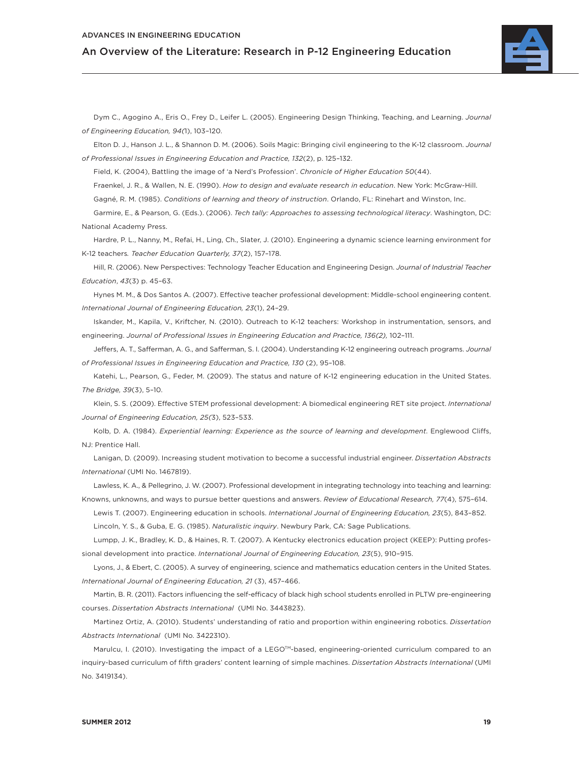Dym C., Agogino A., Eris O., Frey D., Leifer L. (2005). Engineering Design Thinking, Teaching, and Learning. *Journal of Engineering Education, 94(*1), 103–120.

Elton D. J., Hanson J. L., & Shannon D. M. (2006). Soils Magic: Bringing civil engineering to the K-12 classroom. *Journal of Professional Issues in Engineering Education and Practice, 132*(2), p. 125–132.

Field, K. (2004), Battling the image of 'a Nerd's Profession'. *Chronicle of Higher Education 50*(44).

Fraenkel, J. R., & Wallen, N. E. (1990). *How to design and evaluate research in education*. New York: McGraw-Hill.

Gagné, R. M. (1985). *Conditions of learning and theory of instruction*. Orlando, FL: Rinehart and Winston, Inc.

Garmire, E., & Pearson, G. (Eds.). (2006). *Tech tally: Approaches to assessing technological literacy*. Washington, DC: National Academy Press.

Hardre, P. L., Nanny, M., Refai, H., Ling, Ch., Slater, J. (2010). Engineering a dynamic science learning environment for K-12 teachers*. Teacher Education Quarterly, 37*(2), 157–178.

Hill, R. (2006). New Perspectives: Technology Teacher Education and Engineering Design. *Journal of Industrial Teacher Education*, *43*(3) p. 45–63.

Hynes M. M., & Dos Santos A. (2007). Effective teacher professional development: Middle-school engineering content. *International Journal of Engineering Education, 23*(1), 24–29.

Iskander, M., Kapila, V., Kriftcher, N. (2010). Outreach to K-12 teachers: Workshop in instrumentation, sensors, and engineering. *Journal of Professional Issues in Engineering Education and Practice, 136(2),* 102–111.

Jeffers, A. T., Safferman, A. G., and Safferman, S. I. (2004). Understanding K-12 engineering outreach programs. *Journal of Professional Issues in Engineering Education and Practice, 130* (2), 95–108.

Katehi, L., Pearson, G., Feder, M. (2009). The status and nature of K-12 engineering education in the United States. *The Bridge, 39*(3), 5–10.

Klein, S. S. (2009). Effective STEM professional development: A biomedical engineering RET site project. *International Journal of Engineering Education, 25(*3), 523–533.

Kolb, D. A. (1984). *Experiential learning: Experience as the source of learning and development*. Englewood Cliffs, NJ: Prentice Hall.

Lanigan, D. (2009). Increasing student motivation to become a successful industrial engineer. *Dissertation Abstracts International* (UMI No. 1467819).

Lawless, K. A., & Pellegrino, J. W. (2007). Professional development in integrating technology into teaching and learning: Knowns, unknowns, and ways to pursue better questions and answers. *Review of Educational Research, 77*(4), 575–614.

Lewis T. (2007). Engineering education in schools. *International Journal of Engineering Education, 23*(5), 843–852.

Lincoln, Y. S., & Guba, E. G. (1985). *Naturalistic inquiry*. Newbury Park, CA: Sage Publications.

Lumpp, J. K., Bradley, K. D., & Haines, R. T. (2007). A Kentucky electronics education project (KEEP): Putting professional development into practice. *International Journal of Engineering Education, 23*(5), 910–915.

Lyons, J., & Ebert, C. (2005). A survey of engineering, science and mathematics education centers in the United States. *International Journal of Engineering Education, 21* (3), 457–466.

Martin, B. R. (2011). Factors influencing the self-efficacy of black high school students enrolled in PLTW pre-engineering courses. *Dissertation Abstracts International* (UMI No. 3443823).

Martinez Ortiz, A. (2010). Students' understanding of ratio and proportion within engineering robotics. *Dissertation Abstracts International* (UMI No. 3422310).

Marulcu, I. (2010). Investigating the impact of a LEGO™-based, engineering-oriented curriculum compared to an inquiry-based curriculum of fifth graders' content learning of simple machines. *Dissertation Abstracts International* (UMI No. 3419134).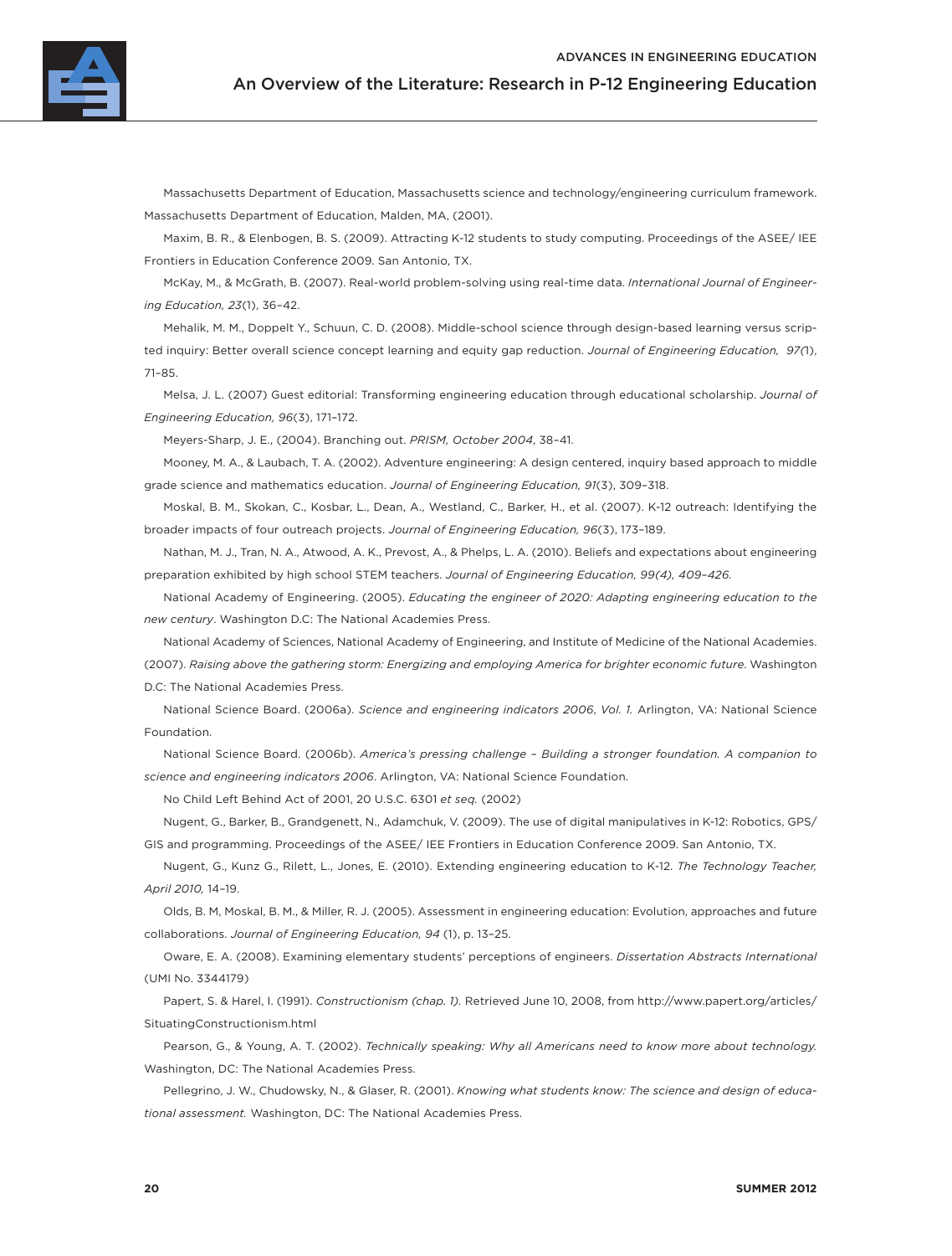Massachusetts Department of Education, Massachusetts science and technology/engineering curriculum framework. Massachusetts Department of Education, Malden, MA, (2001).

Maxim, B. R., & Elenbogen, B. S. (2009). Attracting K-12 students to study computing. Proceedings of the ASEE/ IEE Frontiers in Education Conference 2009. San Antonio, TX.

McKay, M., & McGrath, B. (2007). Real-world problem-solving using real-time data. *International Journal of Engineering Education, 23*(1), 36–42.

Mehalik, M. M., Doppelt Y., Schuun, C. D. (2008). Middle-school science through design-based learning versus scripted inquiry: Better overall science concept learning and equity gap reduction. *Journal of Engineering Education, 97(*1), 71–85.

Melsa, J. L. (2007) Guest editorial: Transforming engineering education through educational scholarship. *Journal of Engineering Education, 96*(3), 171–172.

Meyers-Sharp, J. E., (2004). Branching out. *PRISM, October 2004*, 38–41.

Mooney, M. A., & Laubach, T. A. (2002). Adventure engineering: A design centered, inquiry based approach to middle grade science and mathematics education. *Journal of Engineering Education, 91*(3), 309–318.

Moskal, B. M., Skokan, C., Kosbar, L., Dean, A., Westland, C., Barker, H., et al. (2007). K-12 outreach: Identifying the broader impacts of four outreach projects. *Journal of Engineering Education, 96*(3), 173–189.

Nathan, M. J., Tran, N. A., Atwood, A. K., Prevost, A., & Phelps, L. A. (2010). Beliefs and expectations about engineering preparation exhibited by high school STEM teachers. *Journal of Engineering Education, 99(4), 409–426.*

National Academy of Engineering. (2005). *Educating the engineer of 2020: Adapting engineering education to the new century*. Washington D.C: The National Academies Press.

National Academy of Sciences, National Academy of Engineering, and Institute of Medicine of the National Academies. (2007). *Raising above the gathering storm: Energizing and employing America for brighter economic future.* Washington D.C: The National Academies Press.

National Science Board. (2006a). *Science and engineering indicators 2006*, *Vol. 1.* Arlington, VA: National Science Foundation.

National Science Board. (2006b). *America's pressing challenge – Building a stronger foundation. A companion to science and engineering indicators 2006*. Arlington, VA: National Science Foundation.

No Child Left Behind Act of 2001, 20 U.S.C. 6301 *et seq.* (2002)

Nugent, G., Barker, B., Grandgenett, N., Adamchuk, V. (2009). The use of digital manipulatives in K-12: Robotics, GPS/ GIS and programming. Proceedings of the ASEE/ IEE Frontiers in Education Conference 2009. San Antonio, TX.

Nugent, G., Kunz G., Rilett, L., Jones, E. (2010). Extending engineering education to K-12. *The Technology Teacher, April 2010,* 14–19.

Olds, B. M, Moskal, B. M., & Miller, R. J. (2005). Assessment in engineering education: Evolution, approaches and future collaborations. *Journal of Engineering Education, 94* (1), p. 13–25.

Oware, E. A. (2008). Examining elementary students' perceptions of engineers. *Dissertation Abstracts International* (UMI No. 3344179)

Papert, S. & Harel, I. (1991). *Constructionism (chap. 1).* Retrieved June 10, 2008, from http://www.papert.org/articles/SituatingConstructionism.html

Pearson, G., & Young, A. T. (2002). *Technically speaking: Why all Americans need to know more about technology.* Washington, DC: The National Academies Press.

Pellegrino, J. W., Chudowsky, N., & Glaser, R. (2001). *Knowing what students know: The science and design of educational assessment.* Washington, DC: The National Academies Press.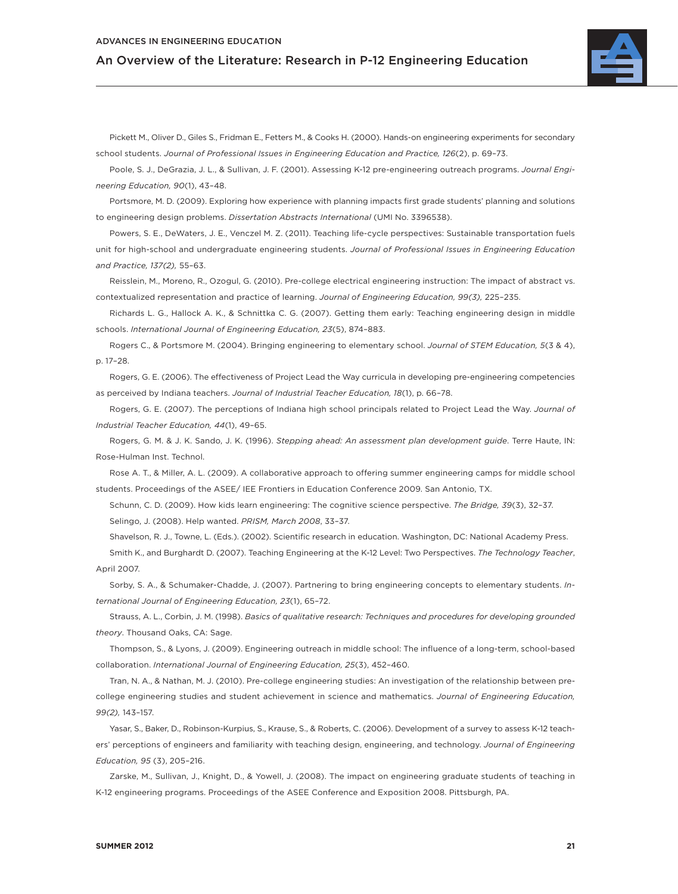Pickett M., Oliver D., Giles S., Fridman E., Fetters M., & Cooks H. (2000). Hands-on engineering experiments for secondary school students. *Journal of Professional Issues in Engineering Education and Practice, 126*(2), p. 69–73.

Poole, S. J., DeGrazia, J. L., & Sullivan, J. F. (2001). Assessing K-12 pre-engineering outreach programs. *Journal Engineering Education, 90*(1), 43–48.

Portsmore, M. D. (2009). Exploring how experience with planning impacts first grade students' planning and solutions to engineering design problems. *Dissertation Abstracts International* (UMI No. 3396538).

Powers, S. E., DeWaters, J. E., Venczel M. Z. (2011). Teaching life-cycle perspectives: Sustainable transportation fuels unit for high-school and undergraduate engineering students. *Journal of Professional Issues in Engineering Education and Practice, 137(2),* 55–63.

Reisslein, M., Moreno, R., Ozogul, G. (2010). Pre-college electrical engineering instruction: The impact of abstract vs. contextualized representation and practice of learning. *Journal of Engineering Education, 99(3),* 225–235.

Richards L. G., Hallock A. K., & Schnittka C. G. (2007). Getting them early: Teaching engineering design in middle schools. *International Journal of Engineering Education, 23*(5), 874–883.

Rogers C., & Portsmore M. (2004). Bringing engineering to elementary school. *Journal of STEM Education, 5*(3 & 4), p. 17–28.

Rogers, G. E. (2006). The effectiveness of Project Lead the Way curricula in developing pre-engineering competencies as perceived by Indiana teachers. *Journal of Industrial Teacher Education, 18*(1), p. 66–78.

Rogers, G. E. (2007). The perceptions of Indiana high school principals related to Project Lead the Way. *Journal of Industrial Teacher Education, 44*(1), 49–65.

Rogers, G. M. & J. K. Sando, J. K. (1996). *Stepping ahead: An assessment plan development guide*. Terre Haute, IN: Rose-Hulman Inst. Technol.

Rose A. T., & Miller, A. L. (2009). A collaborative approach to offering summer engineering camps for middle school students. Proceedings of the ASEE/ IEE Frontiers in Education Conference 2009. San Antonio, TX.

Schunn, C. D. (2009). How kids learn engineering: The cognitive science perspective. *The Bridge, 39*(3), 32–37.

Selingo, J. (2008). Help wanted. *PRISM, March 2008*, 33–37.

Shavelson, R. J., Towne, L. (Eds.). (2002). Scientific research in education. Washington, DC: National Academy Press.

Smith K., and Burghardt D. (2007). Teaching Engineering at the K-12 Level: Two Perspectives. *The Technology Teacher*, April 2007.

Sorby, S. A., & Schumaker-Chadde, J. (2007). Partnering to bring engineering concepts to elementary students. *International Journal of Engineering Education, 23*(1), 65–72.

Strauss, A. L., Corbin, J. M. (1998). *Basics of qualitative research: Techniques and procedures for developing grounded theory*. Thousand Oaks, CA: Sage.

Thompson, S., & Lyons, J. (2009). Engineering outreach in middle school: The influence of a long-term, school-based collaboration. *International Journal of Engineering Education, 25*(3), 452–460.

Tran, N. A., & Nathan, M. J. (2010). Pre-college engineering studies: An investigation of the relationship between pre-college engineering studies and student achievement in science and mathematics. *Journal of Engineering Education, 99(2),* 143–157.

Yasar, S., Baker, D., Robinson-Kurpius, S., Krause, S., & Roberts, C. (2006). Development of a survey to assess K-12 teachers' perceptions of engineers and familiarity with teaching design, engineering, and technology. *Journal of Engineering Education, 95* (3), 205–216.

Zarske, M., Sullivan, J., Knight, D., & Yowell, J. (2008). The impact on engineering graduate students of teaching in K-12 engineering programs. Proceedings of the ASEE Conference and Exposition 2008. Pittsburgh, PA.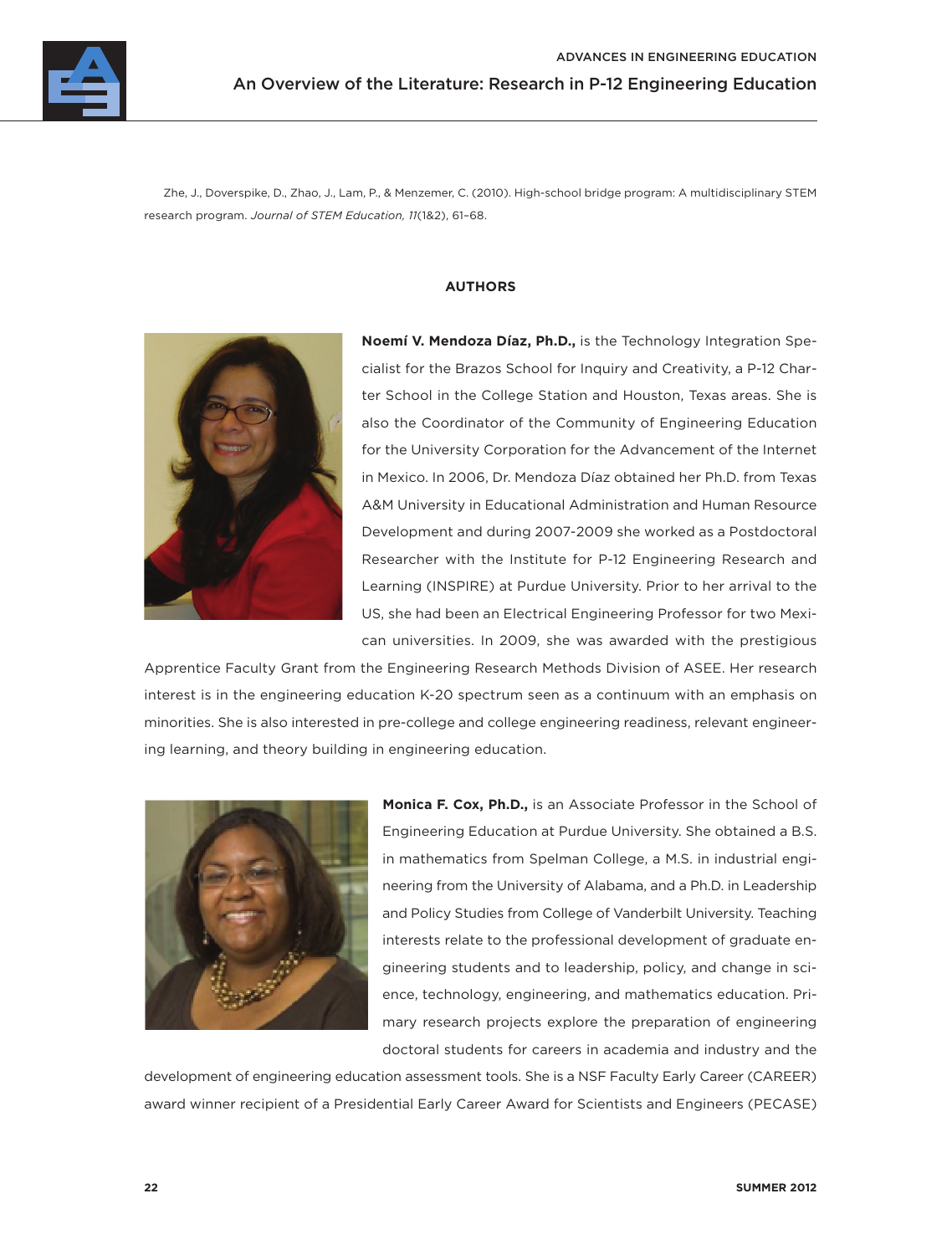Zhe, J., Doverspike, D., Zhao, J., Lam, P., & Menzemer, C. (2010). High-school bridge program: A multidisciplinary STEM research program. *Journal of STEM Education, 11*(1&2), 61–68.

## AUTHORS

**Noemí V. Mendoza Díaz, Ph.D.,** is the Technology Integration Specialist for the Brazos School for Inquiry and Creativity, a P-12 Charter School in the College Station and Houston, Texas areas. She is also the Coordinator of the Community of Engineering Education for the University Corporation for the Advancement of the Internet in Mexico. In 2006, Dr. Mendoza Díaz obtained her Ph.D. from Texas A&M University in Educational Administration and Human Resource Development and during 2007-2009 she worked as a Postdoctoral Researcher with the Institute for P-12 Engineering Research and Learning (INSPIRE) at Purdue University. Prior to her arrival to the US, she had been an Electrical Engineering Professor for two Mexican universities. In 2009, she was awarded with the prestigious Apprentice Faculty Grant from the Engineering Research Methods Division of ASEE. Her research interest is in the engineering education K-20 spectrum seen as a continuum with an emphasis on minorities. She is also interested in pre-college and college engineering readiness, relevant engineering learning, and theory building in engineering education.

**Monica F. Cox, Ph.D.,** is an Associate Professor in the School of Engineering Education at Purdue University. She obtained a B.S. in mathematics from Spelman College, a M.S. in industrial engineering from the University of Alabama, and a Ph.D. in Leadership and Policy Studies from College of Vanderbilt University. Teaching interests relate to the professional development of graduate engineering students and to leadership, policy, and change in science, technology, engineering, and mathematics education. Primary research projects explore the preparation of engineering doctoral students for careers in academia and industry and the development of engineering education assessment tools. She is a NSF Faculty Early Career (CAREER) award winner recipient of a Presidential Early Career Award for Scientists and Engineers (PECASE)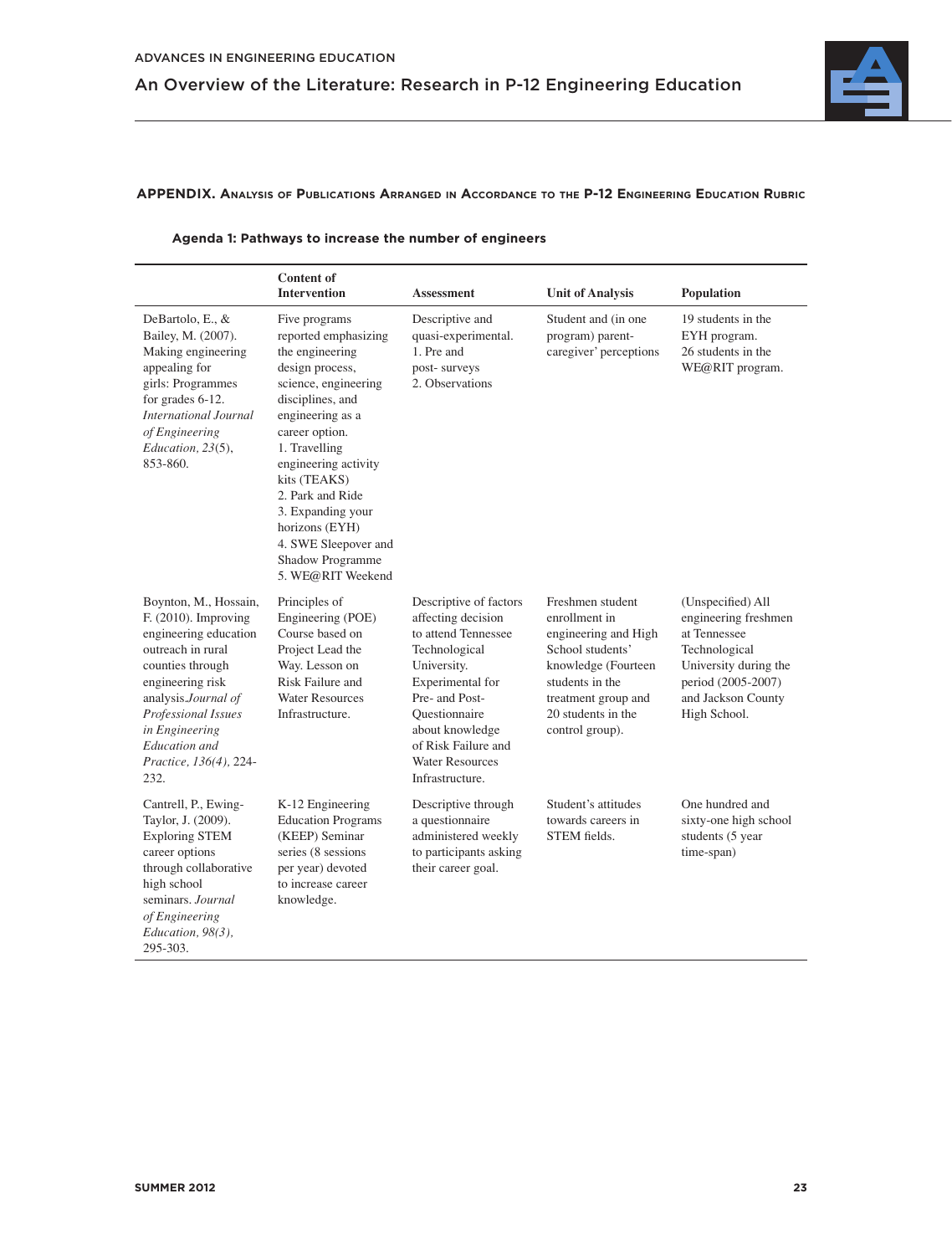## APPENDIX. Analysis of Publications Arranged in Accordance to the P-12 Engineering Education Rubric

### Agenda 1: Pathways to increase the number of engineers

| | Content of Intervention | Assessment | Unit of Analysis | Population |
|---|---|---|---|---|
| DeBartolo, E., & Bailey, M. (2007). Making engineering appealing for girls: Programmes for grades 6-12. *International Journal of Engineering Education, 23*(5), 853-860. | Five programs reported emphasizing the engineering design process, science, engineering disciplines, and engineering as a career option. 1. Travelling engineering activity kits (TEAKS) 2. Park and Ride 3. Expanding your horizons (EYH) 4. SWE Sleepover and Shadow Programme 5. WE@RIT Weekend | Descriptive and quasi-experimental. 1. Pre and post- surveys 2. Observations | Student and (in one program) parent-caregiver' perceptions | 19 students in the EYH program. 26 students in the WE@RIT program. |
| Boynton, M., Hossain, F. (2010). Improving engineering education outreach in rural counties through engineering risk analysis. *Journal of Professional Issues in Engineering Education and Practice, 136(4)*, 224-232. | Principles of Engineering (POE) Course based on Project Lead the Way. Lesson on Risk Failure and Water Resources Infrastructure. | Descriptive of factors affecting decision to attend Tennessee Technological University. Experimental for Pre- and Post-Questionnaire about knowledge of Risk Failure and Water Resources Infrastructure. | Freshmen student enrollment in engineering and High School students' knowledge (Fourteen students in the treatment group and 20 students in the control group). | (Unspecified) All engineering freshmen at Tennessee Technological University during the period (2005-2007) and Jackson County High School. |
| Cantrell, P., Ewing-Taylor, J. (2009). Exploring STEM career options through collaborative high school seminars. *Journal of Engineering Education, 98(3)*, 295-303. | K-12 Engineering Education Programs (KEEP) Seminar series (8 sessions per year) devoted to increase career knowledge. | Descriptive through a questionnaire administered weekly to participants asking their career goal. | Student's attitudes towards careers in STEM fields. | One hundred and sixty-one high school students (5 year time-span) |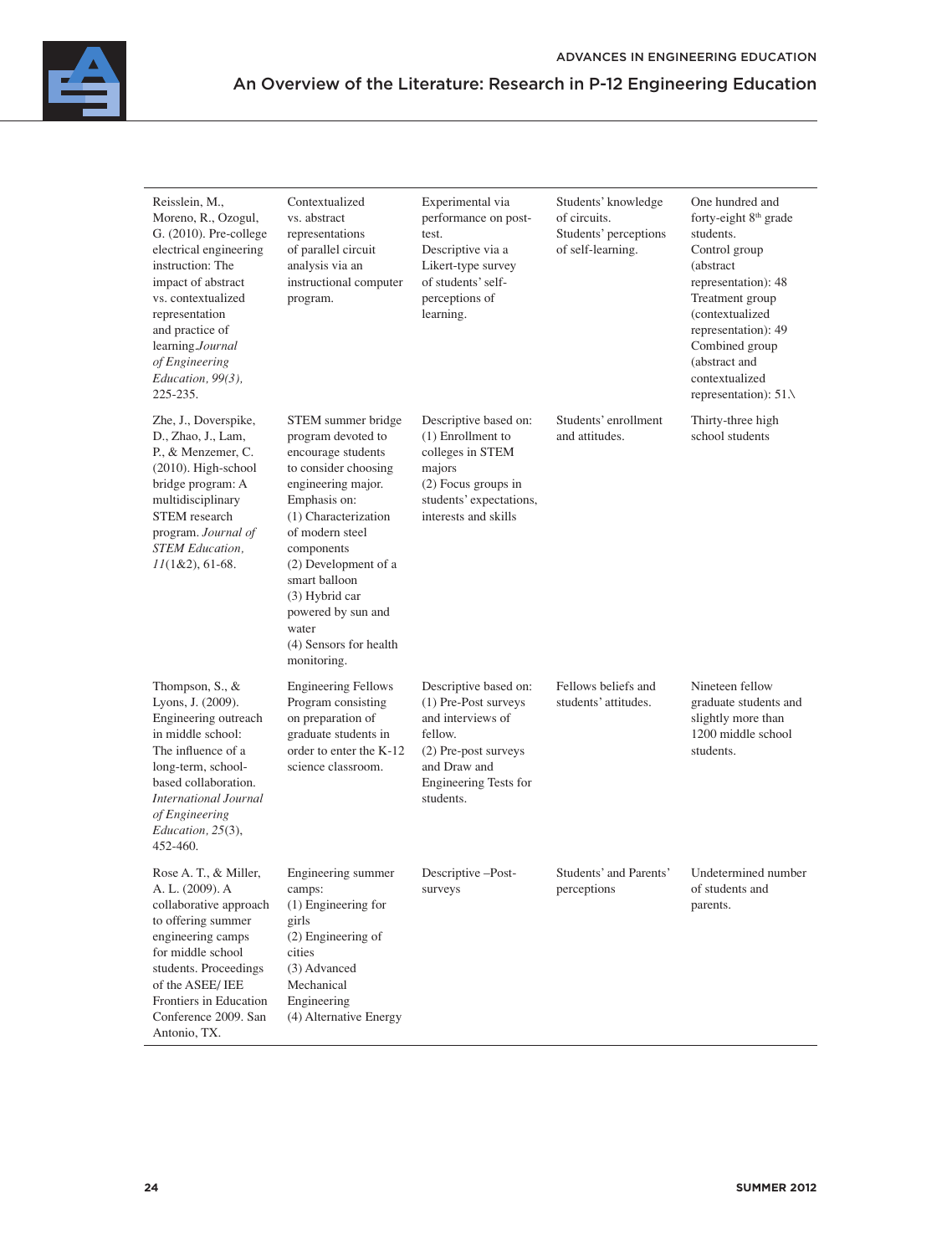| | | | | |
|---|---|---|---|---|
| Reisslein, M., Moreno, R., Ozogul, G. (2010). Pre-college electrical engineering instruction: The impact of abstract vs. contextualized representation and practice of learning.*Journal of Engineering Education, 99(3),* 225-235. | Contextualized vs. abstract representations of parallel circuit analysis via an instructional computer program. | Experimental via performance on post-test.<br>Descriptive via a Likert-type survey of students' self-perceptions of learning. | Students' knowledge of circuits.<br>Students' perceptions of self-learning. | One hundred and forty-eight 8th grade students.<br>Control group (abstract representation): 48<br>Treatment group (contextualized representation): 49<br>Combined group (abstract and contextualized representation): 51.\ |
| Zhe, J., Doverspike, D., Zhao, J., Lam, P., & Menzemer, C. (2010). High-school bridge program: A multidisciplinary STEM research program. *Journal of STEM Education, 11*(1&2), 61-68. | STEM summer bridge program devoted to encourage students to consider choosing engineering major. Emphasis on:<br>(1) Characterization of modern steel components<br>(2) Development of a smart balloon<br>(3) Hybrid car powered by sun and water<br>(4) Sensors for health monitoring. | Descriptive based on:<br>(1) Enrollment to colleges in STEM majors<br>(2) Focus groups in students' expectations, interests and skills | Students' enrollment and attitudes. | Thirty-three high school students |
| Thompson, S., & Lyons, J. (2009). Engineering outreach in middle school: The influence of a long-term, school-based collaboration. *International Journal of Engineering Education, 25*(3), 452-460. | Engineering Fellows Program consisting on preparation of graduate students in order to enter the K-12 science classroom. | Descriptive based on:<br>(1) Pre-Post surveys and interviews of fellow.<br>(2) Pre-post surveys and Draw and Engineering Tests for students. | Fellows beliefs and students' attitudes. | Nineteen fellow graduate students and slightly more than 1200 middle school students. |
| Rose A. T., & Miller, A. L. (2009). A collaborative approach to offering summer engineering camps for middle school students. Proceedings of the ASEE/ IEE Frontiers in Education Conference 2009. San Antonio, TX. | Engineering summer camps:<br>(1) Engineering for girls<br>(2) Engineering of cities<br>(3) Advanced Mechanical Engineering<br>(4) Alternative Energy | Descriptive –Post-surveys | Students' and Parents' perceptions | Undetermined number of students and parents. |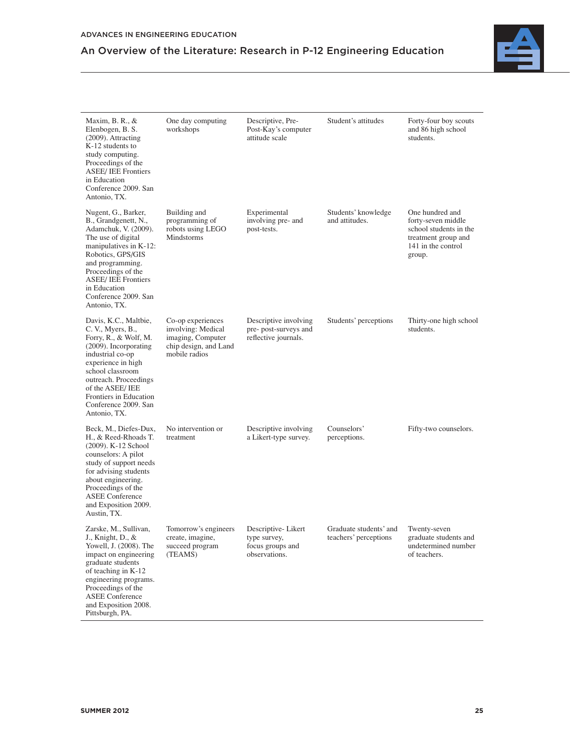| | | | | |
|---|---|---|---|---|
| Maxim, B. R., & Elenbogen, B. S. (2009). Attracting K-12 students to study computing. Proceedings of the ASEE/ IEE Frontiers in Education Conference 2009. San Antonio, TX. | One day computing workshops | Descriptive, Pre-Post-Kay's computer attitude scale | Student's attitudes | Forty-four boy scouts and 86 high school students. |
| Nugent, G., Barker, B., Grandgenett, N., Adamchuk, V. (2009). The use of digital manipulatives in K-12: Robotics, GPS/GIS and programming. Proceedings of the ASEE/ IEE Frontiers in Education Conference 2009. San Antonio, TX. | Building and programming of robots using LEGO Mindstorms | Experimental involving pre- and post-tests. | Students' knowledge and attitudes. | One hundred and forty-seven middle school students in the treatment group and 141 in the control group. |
| Davis, K.C., Maltbie, C. V., Myers, B., Forry, R., & Wolf, M. (2009). Incorporating industrial co-op experience in high school classroom outreach. Proceedings of the ASEE/ IEE Frontiers in Education Conference 2009. San Antonio, TX. | Co-op experiences involving: Medical imaging, Computer chip design, and Land mobile radios | Descriptive involving pre- post-surveys and reflective journals. | Students' perceptions | Thirty-one high school students. |
| Beck, M., Diefes-Dux, H., & Reed-Rhoads T. (2009). K-12 School counselors: A pilot study of support needs for advising students about engineering. Proceedings of the ASEE Conference and Exposition 2009. Austin, TX. | No intervention or treatment | Descriptive involving a Likert-type survey. | Counselors' perceptions. | Fifty-two counselors. |
| Zarske, M., Sullivan, J., Knight, D., & Yowell, J. (2008). The impact on engineering graduate students of teaching in K-12 engineering programs. Proceedings of the ASEE Conference and Exposition 2008. Pittsburgh, PA. | Tomorrow's engineers create, imagine, succeed program (TEAMS) | Descriptive- Likert type survey, focus groups and observations. | Graduate students' and teachers' perceptions | Twenty-seven graduate students and undetermined number of teachers. |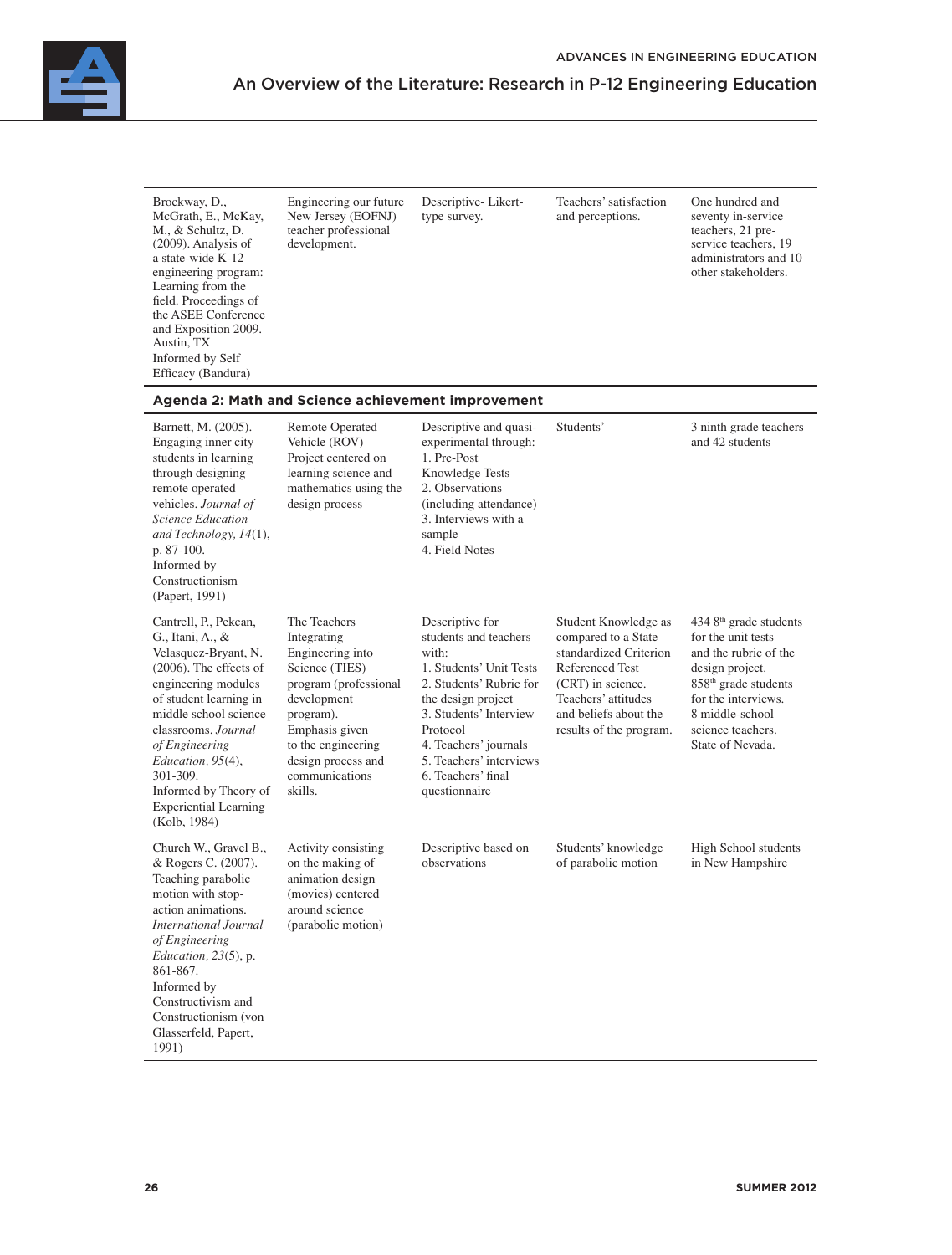| | | | | |
|---|---|---|---|---|
| Brockway, D., McGrath, E., McKay, M., & Schultz, D. (2009). Analysis of a state-wide K-12 engineering program: Learning from the field. Proceedings of the ASEE Conference and Exposition 2009. Austin, TX<br>Informed by Self Efficacy (Bandura) | Engineering our future New Jersey (EOFNJ) teacher professional development. | Descriptive- Likert-type survey. | Teachers' satisfaction and perceptions. | One hundred and seventy in-service teachers, 21 pre-service teachers, 19 administrators and 10 other stakeholders. |
| **Agenda 2: Math and Science achievement improvement** | | | | |
| Barnett, M. (2005). Engaging inner city students in learning through designing remote operated vehicles. *Journal of Science Education and Technology, 14*(1), p. 87-100.<br>Informed by Constructionism (Papert, 1991) | Remote Operated Vehicle (ROV) Project centered on learning science and mathematics using the design process | Descriptive and quasi-experimental through:<br>1. Pre-Post Knowledge Tests<br>2. Observations (including attendance)<br>3. Interviews with a sample<br>4. Field Notes | Students' | 3 ninth grade teachers and 42 students |
| Cantrell, P., Pekcan, G., Itani, A., & Velasquez-Bryant, N. (2006). The effects of engineering modules of student learning in middle school science classrooms. *Journal of Engineering Education, 95*(4), 301-309.<br>Informed by Theory of Experiential Learning (Kolb, 1984) | The Teachers Integrating Engineering into Science (TIES) program (professional development program). Emphasis given to the engineering design process and communications skills. | Descriptive for students and teachers with:<br>1. Students' Unit Tests<br>2. Students' Rubric for the design project<br>3. Students' Interview Protocol<br>4. Teachers' journals<br>5. Teachers' interviews<br>6. Teachers' final questionnaire | Student Knowledge as compared to a State standardized Criterion Referenced Test (CRT) in science. Teachers' attitudes and beliefs about the results of the program. | 434 8th grade students for the unit tests and the rubric of the design project. 858th grade students for the interviews. 8 middle-school science teachers. State of Nevada. |
| Church W., Gravel B., & Rogers C. (2007). Teaching parabolic motion with stop-action animations. *International Journal of Engineering Education, 23*(5), p. 861-867.<br>Informed by Constructivism and Constructionism (von Glasserfeld, Papert, 1991) | Activity consisting on the making of animation design (movies) centered around science (parabolic motion) | Descriptive based on observations | Students' knowledge of parabolic motion | High School students in New Hampshire |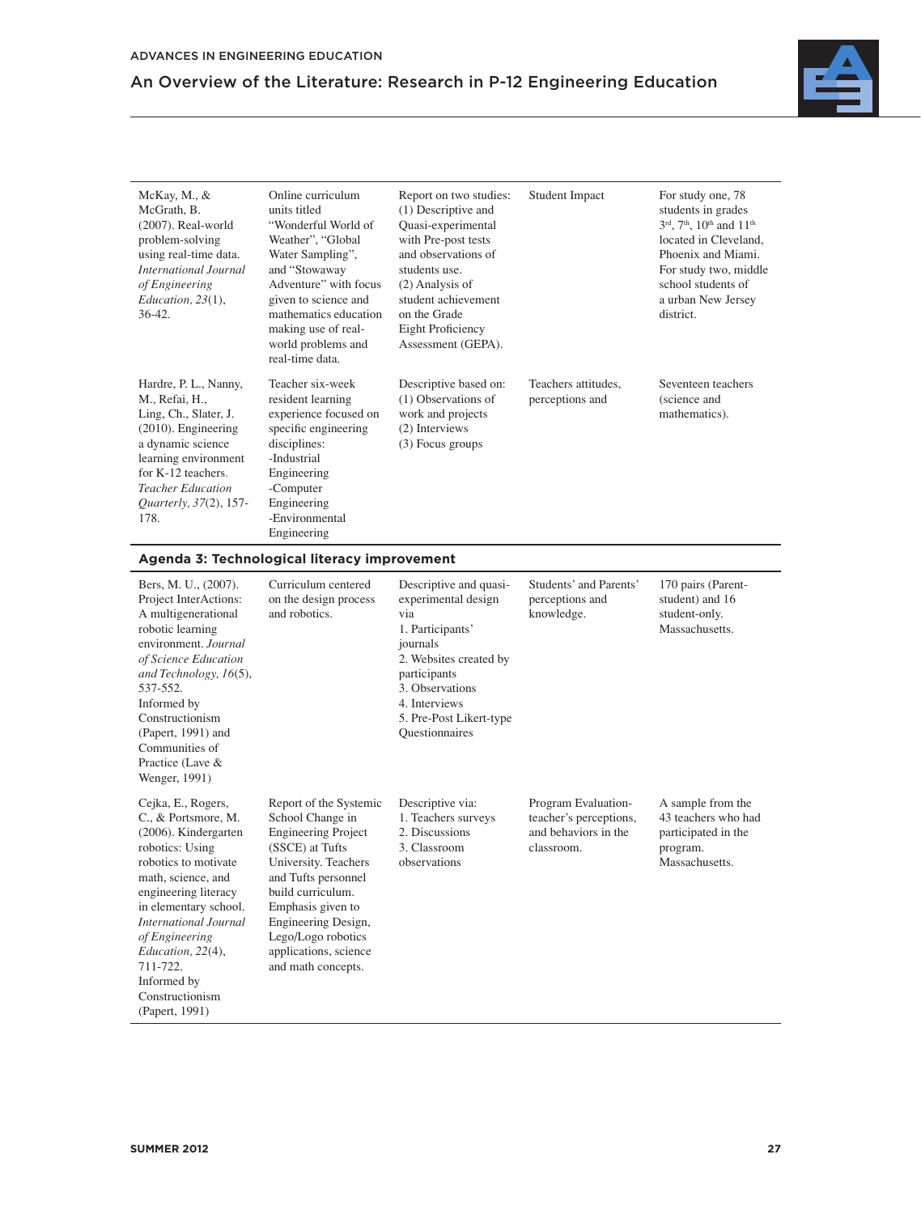| | | | | |
|---|---|---|---|---|
| McKay, M., & McGrath, B. (2007). Real-world problem-solving using real-time data. *International Journal of Engineering Education, 23*(1), 36-42. | Online curriculum units titled "Wonderful World of Weather", "Global Water Sampling", and "Stowaway Adventure" with focus given to science and mathematics education making use of real-world problems and real-time data. | Report on two studies: (1) Descriptive and Quasi-experimental with Pre-post tests and observations of students use. (2) Analysis of student achievement on the Grade Eight Proficiency Assessment (GEPA). | Student Impact | For study one, 78 students in grades 3rd, 7th, 10th and 11th located in Cleveland, Phoenix and Miami. For study two, middle school students of a urban New Jersey district. |
| Hardre, P. L., Nanny, M., Refai, H., Ling, Ch., Slater, J. (2010). Engineering a dynamic science learning environment for K-12 teachers. *Teacher Education Quarterly, 37*(2), 157-178. | Teacher six-week resident learning experience focused on specific engineering disciplines: -Industrial Engineering -Computer Engineering -Environmental Engineering | Descriptive based on: (1) Observations of work and projects (2) Interviews (3) Focus groups | Teachers attitudes, perceptions and | Seventeen teachers (science and mathematics). |
| **Agenda 3: Technological literacy improvement** | | | | |
| Bers, M. U., (2007). Project InterActions: A multigenerational robotic learning environment. *Journal of Science Education and Technology, 16*(5), 537-552. Informed by Constructionism (Papert, 1991) and Communities of Practice (Lave & Wenger, 1991) | Curriculum centered on the design process and robotics. | Descriptive and quasi-experimental design via 1. Participants' journals 2. Websites created by participants 3. Observations 4. Interviews 5. Pre-Post Likert-type Questionnaires | Students' and Parents' perceptions and knowledge. | 170 pairs (Parent-student) and 16 student-only. Massachusetts. |
| Cejka, E., Rogers, C., & Portsmore, M. (2006). Kindergarten robotics: Using robotics to motivate math, science, and engineering literacy in elementary school. *International Journal of Engineering Education, 22*(4), 711-722. Informed by Constructionism (Papert, 1991) | Report of the Systemic School Change in Engineering Project (SSCE) at Tufts University. Teachers and Tufts personnel build curriculum. Emphasis given to Engineering Design, Lego/Logo robotics applications, science and math concepts. | Descriptive via: 1. Teachers surveys 2. Discussions 3. Classroom observations | Program Evaluation-teacher's perceptions, and behaviors in the classroom. | A sample from the 43 teachers who had participated in the program. Massachusetts. |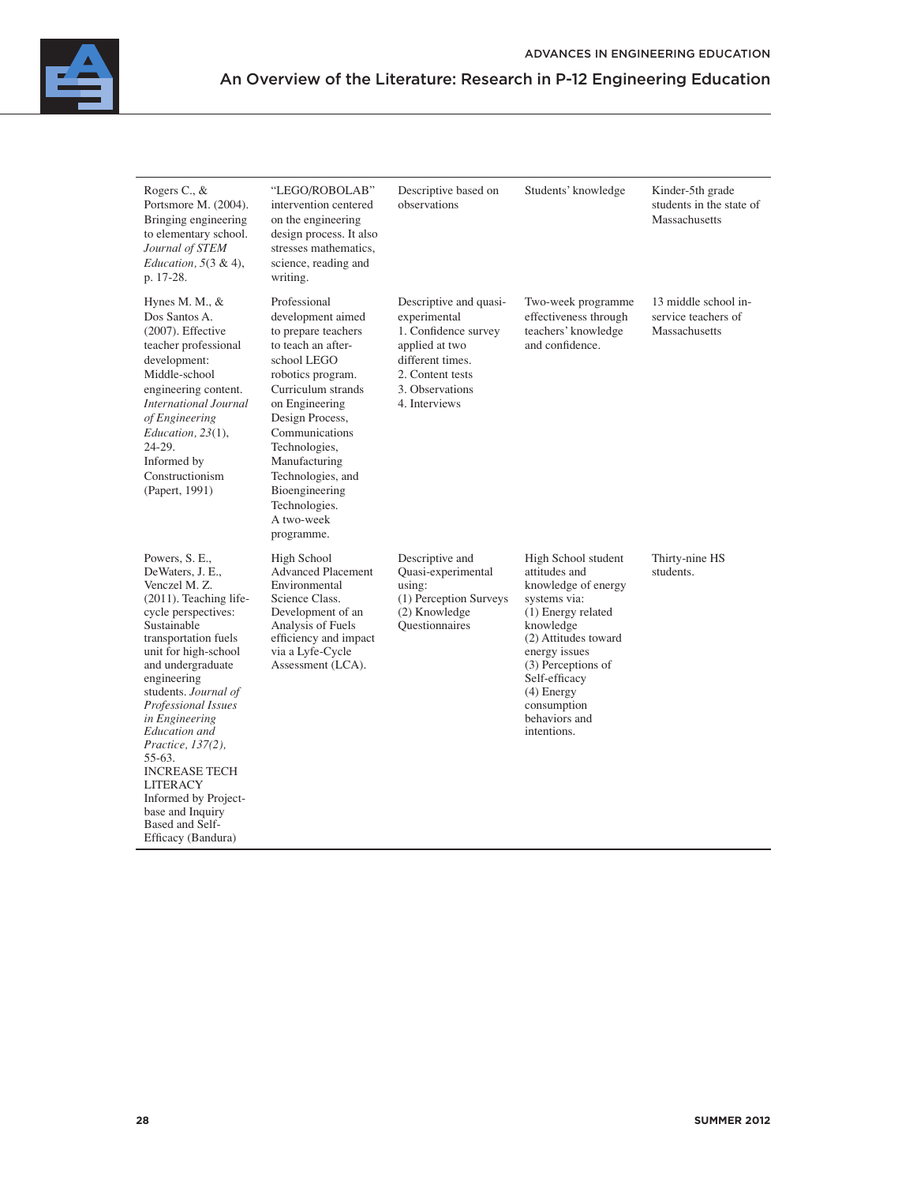| | | | | |
|---|---|---|---|---|
| Rogers C., & Portsmore M. (2004). Bringing engineering to elementary school. *Journal of STEM Education, 5*(3 & 4), p. 17-28. | "LEGO/ROBOLAB" intervention centered on the engineering design process. It also stresses mathematics, science, reading and writing. | Descriptive based on observations | Students' knowledge | Kinder-5th grade students in the state of Massachusetts |
| Hynes M. M., & Dos Santos A. (2007). Effective teacher professional development: Middle-school engineering content. *International Journal of Engineering Education, 23*(1), 24-29. Informed by Constructionism (Papert, 1991) | Professional development aimed to prepare teachers to teach an after-school LEGO robotics program. Curriculum strands on Engineering Design Process, Communications Technologies, Manufacturing Technologies, and Bioengineering Technologies. A two-week programme. | Descriptive and quasi-experimental 1. Confidence survey applied at two different times. 2. Content tests 3. Observations 4. Interviews | Two-week programme effectiveness through teachers' knowledge and confidence. | 13 middle school in-service teachers of Massachusetts |
| Powers, S. E., DeWaters, J. E., Venczel M. Z. (2011). Teaching life-cycle perspectives: Sustainable transportation fuels unit for high-school and undergraduate engineering students. *Journal of Professional Issues in Engineering Education and Practice, 137(2),* 55-63. INCREASE TECH LITERACY Informed by Project-base and Inquiry Based and Self-Efficacy (Bandura) | High School Advanced Placement Environmental Science Class. Development of an Analysis of Fuels efficiency and impact via a Lyfe-Cycle Assessment (LCA). | Descriptive and Quasi-experimental using: (1) Perception Surveys (2) Knowledge Questionnaires | High School student attitudes and knowledge of energy systems via: (1) Energy related knowledge (2) Attitudes toward energy issues (3) Perceptions of Self-efficacy (4) Energy consumption behaviors and intentions. | Thirty-nine HS students. |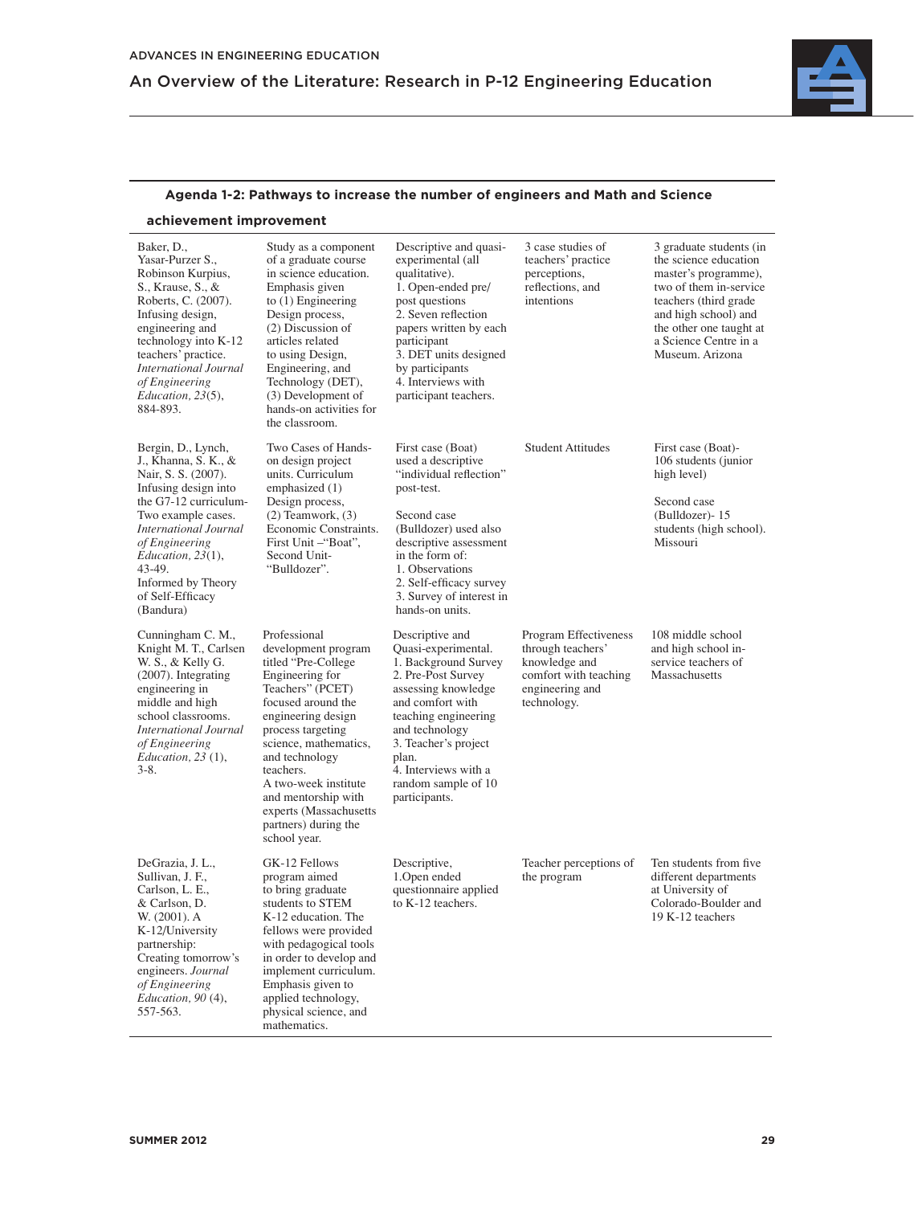**Agenda 1-2: Pathways to increase the number of engineers and Math and Science achievement improvement**

| | | | | |
|---|---|---|---|---|
| Baker, D., Yasar-Purzer S., Robinson Kurpius, S., Krause, S., & Roberts, C. (2007). Infusing design, engineering and technology into K-12 teachers' practice. *International Journal of Engineering Education, 23*(5), 884-893. | Study as a component of a graduate course in science education. Emphasis given to (1) Engineering Design process, (2) Discussion of articles related to using Design, Engineering, and Technology (DET), (3) Development of hands-on activities for the classroom. | Descriptive and quasi-experimental (all qualitative). 1. Open-ended pre/post questions 2. Seven reflection papers written by each participant 3. DET units designed by participants 4. Interviews with participant teachers. | 3 case studies of teachers' practice perceptions, reflections, and intentions | 3 graduate students (in the science education master's programme), two of them in-service teachers (third grade and high school) and the other one taught at a Science Centre in a Museum. Arizona |
| Bergin, D., Lynch, J., Khanna, S. K., & Nair, S. S. (2007). Infusing design into the G7-12 curriculum- Two example cases. *International Journal of Engineering Education, 23*(1), 43-49. Informed by Theory of Self-Efficacy (Bandura) | Two Cases of Hands-on design project units. Curriculum emphasized (1) Design process, (2) Teamwork, (3) Economic Constraints. First Unit –"Boat", Second Unit- "Bulldozer". | First case (Boat) used a descriptive "individual reflection" post-test.<br><br>Second case (Bulldozer) used also descriptive assessment in the form of: 1. Observations 2. Self-efficacy survey 3. Survey of interest in hands-on units. | Student Attitudes | First case (Boat)- 106 students (junior high level)<br><br>Second case (Bulldozer)- 15 students (high school). Missouri |
| Cunningham C. M., Knight M. T., Carlsen W. S., & Kelly G. (2007). Integrating engineering in middle and high school classrooms. *International Journal of Engineering Education, 23* (1), 3-8. | Professional development program titled "Pre-College Engineering for Teachers" (PCET) focused around the engineering design process targeting science, mathematics, and technology teachers. A two-week institute and mentorship with experts (Massachusetts partners) during the school year. | Descriptive and Quasi-experimental. 1. Background Survey 2. Pre-Post Survey assessing knowledge and comfort with teaching engineering and technology 3. Teacher's project plan. 4. Interviews with a random sample of 10 participants. | Program Effectiveness through teachers' knowledge and comfort with teaching engineering and technology. | 108 middle school and high school in-service teachers of Massachusetts |
| DeGrazia, J. L., Sullivan, J. F., Carlson, L. E., & Carlson, D. W. (2001). A K-12/University partnership: Creating tomorrow's engineers. *Journal of Engineering Education, 90* (4), 557-563. | GK-12 Fellows program aimed to bring graduate students to STEM K-12 education. The fellows were provided with pedagogical tools in order to develop and implement curriculum. Emphasis given to applied technology, physical science, and mathematics. | Descriptive, 1.Open ended questionnaire applied to K-12 teachers. | Teacher perceptions of the program | Ten students from five different departments at University of Colorado-Boulder and 19 K-12 teachers |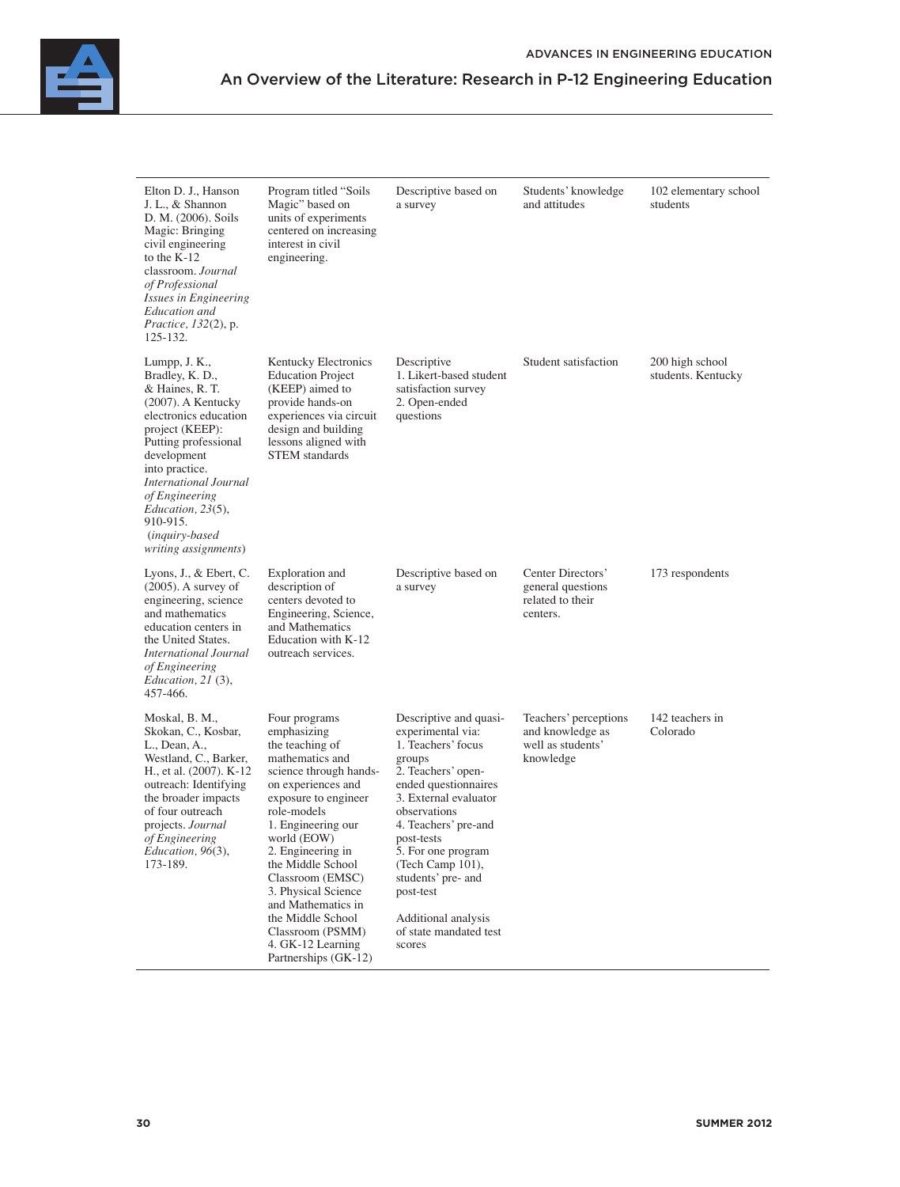| | | | | |
|---|---|---|---|---|
| Elton D. J., Hanson J. L., & Shannon D. M. (2006). Soils Magic: Bringing civil engineering to the K-12 classroom. *Journal of Professional Issues in Engineering Education and Practice, 132*(2), p. 125-132. | Program titled "Soils Magic" based on units of experiments centered on increasing interest in civil engineering. | Descriptive based on a survey | Students' knowledge and attitudes | 102 elementary school students |
| Lumpp, J. K., Bradley, K. D., & Haines, R. T. (2007). A Kentucky electronics education project (KEEP): Putting professional development into practice. *International Journal of Engineering Education, 23*(5), 910-915. (*inquiry-based writing assignments*) | Kentucky Electronics Education Project (KEEP) aimed to provide hands-on experiences via circuit design and building lessons aligned with STEM standards | Descriptive<br>1. Likert-based student satisfaction survey<br>2. Open-ended questions | Student satisfaction | 200 high school students. Kentucky |
| Lyons, J., & Ebert, C. (2005). A survey of engineering, science and mathematics education centers in the United States. *International Journal of Engineering Education, 21* (3), 457-466. | Exploration and description of centers devoted to Engineering, Science, and Mathematics Education with K-12 outreach services. | Descriptive based on a survey | Center Directors' general questions related to their centers. | 173 respondents |
| Moskal, B. M., Skokan, C., Kosbar, L., Dean, A., Westland, C., Barker, H., et al. (2007). K-12 outreach: Identifying the broader impacts of four outreach projects. *Journal of Engineering Education, 96*(3), 173-189. | Four programs emphasizing the teaching of mathematics and science through hands-on experiences and exposure to engineer role-models<br>1. Engineering our world (EOW)<br>2. Engineering in the Middle School Classroom (EMSC)<br>3. Physical Science and Mathematics in the Middle School Classroom (PSMM)<br>4. GK-12 Learning Partnerships (GK-12) | Descriptive and quasi-experimental via:<br>1. Teachers' focus groups<br>2. Teachers' open-ended questionnaires<br>3. External evaluator observations<br>4. Teachers' pre-and post-tests<br>5. For one program (Tech Camp 101), students' pre- and post-test<br><br>Additional analysis of state mandated test scores | Teachers' perceptions and knowledge as well as students' knowledge | 142 teachers in Colorado |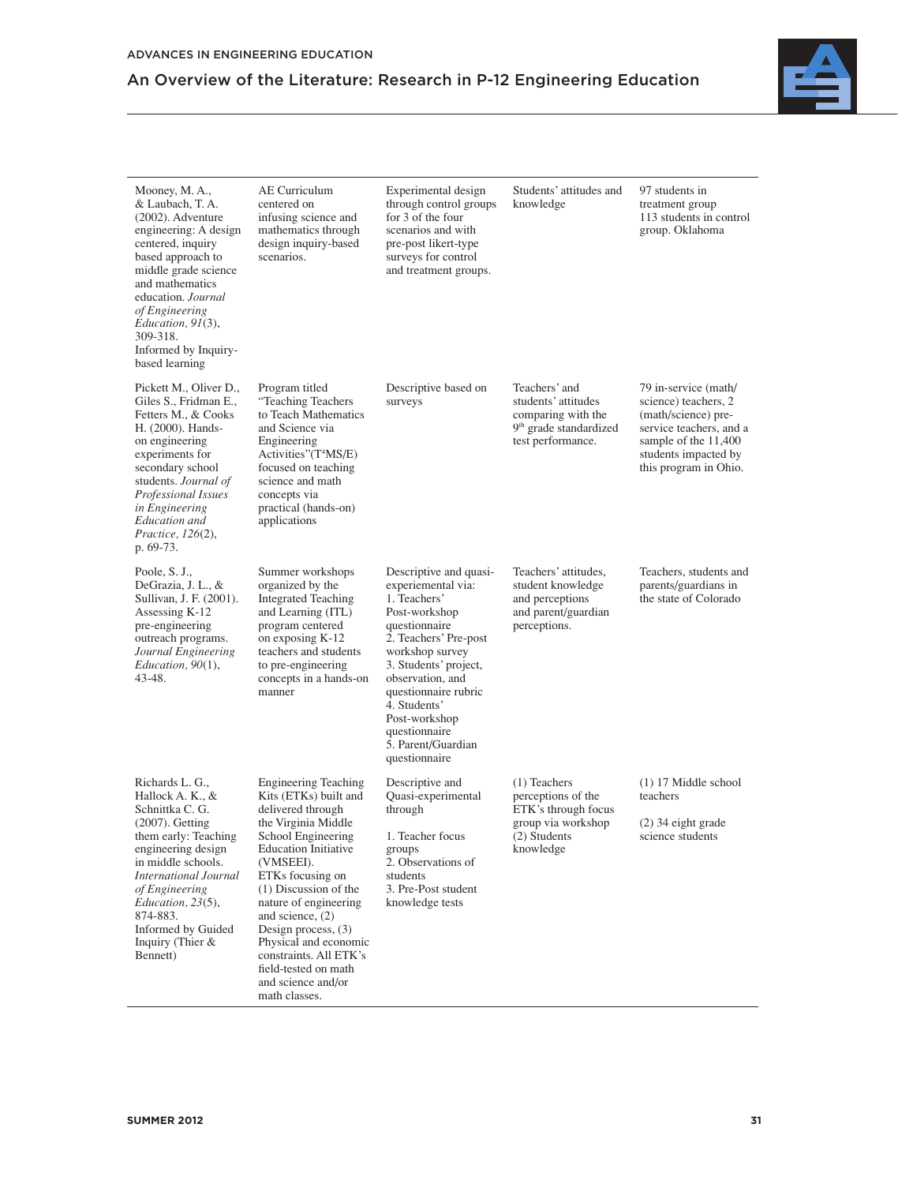| | | | | |
|---|---|---|---|---|
| Mooney, M. A., & Laubach, T. A. (2002). Adventure engineering: A design centered, inquiry based approach to middle grade science and mathematics education. *Journal of Engineering Education, 91*(3), 309-318. Informed by Inquiry-based learning | AE Curriculum centered on infusing science and mathematics through design inquiry-based scenarios. | Experimental design through control groups for 3 of the four scenarios and with pre-post likert-type surveys for control and treatment groups. | Students' attitudes and knowledge | 97 students in treatment group 113 students in control group. Oklahoma |
| Pickett M., Oliver D., Giles S., Fridman E., Fetters M., & Cooks H. (2000). Hands-on engineering experiments for secondary school students. *Journal of Professional Issues in Engineering Education and Practice, 126*(2), p. 69-73. | Program titled "Teaching Teachers to Teach Mathematics and Science via Engineering Activities"(T[4]MS/E) focused on teaching science and math concepts via practical (hands-on) applications | Descriptive based on surveys | Teachers' and students' attitudes comparing with the 9th grade standardized test performance. | 79 in-service (math/science) teachers, 2 (math/science) pre-service teachers, and a sample of the 11,400 students impacted by this program in Ohio. |
| Poole, S. J., DeGrazia, J. L., & Sullivan, J. F. (2001). Assessing K-12 pre-engineering outreach programs. *Journal Engineering Education, 90*(1), 43-48. | Summer workshops organized by the Integrated Teaching and Learning (ITL) program centered on exposing K-12 teachers and students to pre-engineering concepts in a hands-on manner | Descriptive and quasi-experiemental via: 1. Teachers' Post-workshop questionnaire 2. Teachers' Pre-post workshop survey 3. Students' project, observation, and questionnaire rubric 4. Students' Post-workshop questionnaire 5. Parent/Guardian questionnaire | Teachers' attitudes, student knowledge and perceptions and parent/guardian perceptions. | Teachers, students and parents/guardians in the state of Colorado |
| Richards L. G., Hallock A. K., & Schnittka C. G. (2007). Getting them early: Teaching engineering design in middle schools. *International Journal of Engineering Education, 23*(5), 874-883. Informed by Guided Inquiry (Thier & Bennett) | Engineering Teaching Kits (ETKs) built and delivered through the Virginia Middle School Engineering Education Initiative (VMSEEI). ETKs focusing on (1) Discussion of the nature of engineering and science, (2) Design process, (3) Physical and economic constraints. All ETK's field-tested on math and science and/or math classes. | Descriptive and Quasi-experimental through 1. Teacher focus groups 2. Observations of students 3. Pre-Post student knowledge tests | (1) Teachers perceptions of the ETK's through focus group via workshop (2) Students knowledge | (1) 17 Middle school teachers (2) 34 eight grade science students |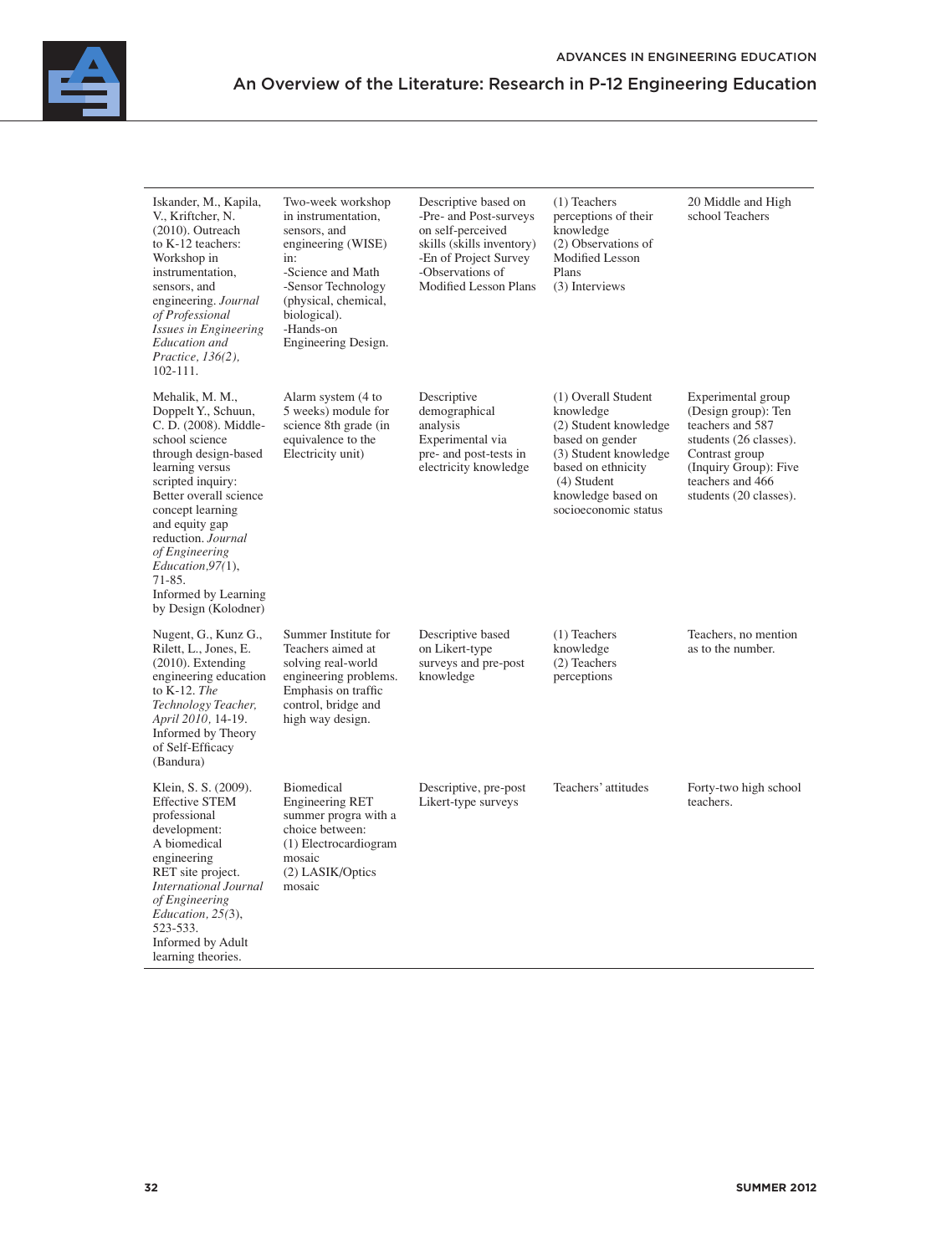| | | | | |
|---|---|---|---|---|
| Iskander, M., Kapila, V., Kriftcher, N. (2010). Outreach to K-12 teachers: Workshop in instrumentation, sensors, and engineering. *Journal of Professional Issues in Engineering Education and Practice, 136(2),* 102-111. | Two-week workshop in instrumentation, sensors, and engineering (WISE) in:<br>-Science and Math<br>-Sensor Technology (physical, chemical, biological).<br>-Hands-on Engineering Design. | Descriptive based on<br>-Pre- and Post-surveys on self-perceived skills (skills inventory)<br>-En of Project Survey<br>-Observations of Modified Lesson Plans | (1) Teachers perceptions of their knowledge<br>(2) Observations of Modified Lesson Plans<br>(3) Interviews | 20 Middle and High school Teachers |
| Mehalik, M. M., Doppelt Y., Schuun, C. D. (2008). Middle-school science through design-based learning versus scripted inquiry: Better overall science concept learning and equity gap reduction. *Journal of Engineering Education,97*(1), 71-85.<br>Informed by Learning by Design (Kolodner) | Alarm system (4 to 5 weeks) module for science 8th grade (in equivalence to the Electricity unit) | Descriptive demographical analysis<br>Experimental via pre- and post-tests in electricity knowledge | (1) Overall Student knowledge<br>(2) Student knowledge based on gender<br>(3) Student knowledge based on ethnicity<br>(4) Student knowledge based on socioeconomic status | Experimental group (Design group): Ten teachers and 587 students (26 classes).<br>Contrast group (Inquiry Group): Five teachers and 466 students (20 classes). |
| Nugent, G., Kunz G., Rilett, L., Jones, E. (2010). Extending engineering education to K-12. *The Technology Teacher, April 2010,* 14-19.<br>Informed by Theory of Self-Efficacy (Bandura) | Summer Institute for Teachers aimed at solving real-world engineering problems. Emphasis on traffic control, bridge and high way design. | Descriptive based on Likert-type surveys and pre-post knowledge | (1) Teachers knowledge<br>(2) Teachers perceptions | Teachers, no mention as to the number. |
| Klein, S. S. (2009). Effective STEM professional development: A biomedical engineering RET site project. *International Journal of Engineering Education, 25*(3), 523-533.<br>Informed by Adult learning theories. | Biomedical Engineering RET summer progra with a choice between:<br>(1) Electrocardiogram mosaic<br>(2) LASIK/Optics mosaic | Descriptive, pre-post Likert-type surveys | Teachers' attitudes | Forty-two high school teachers. |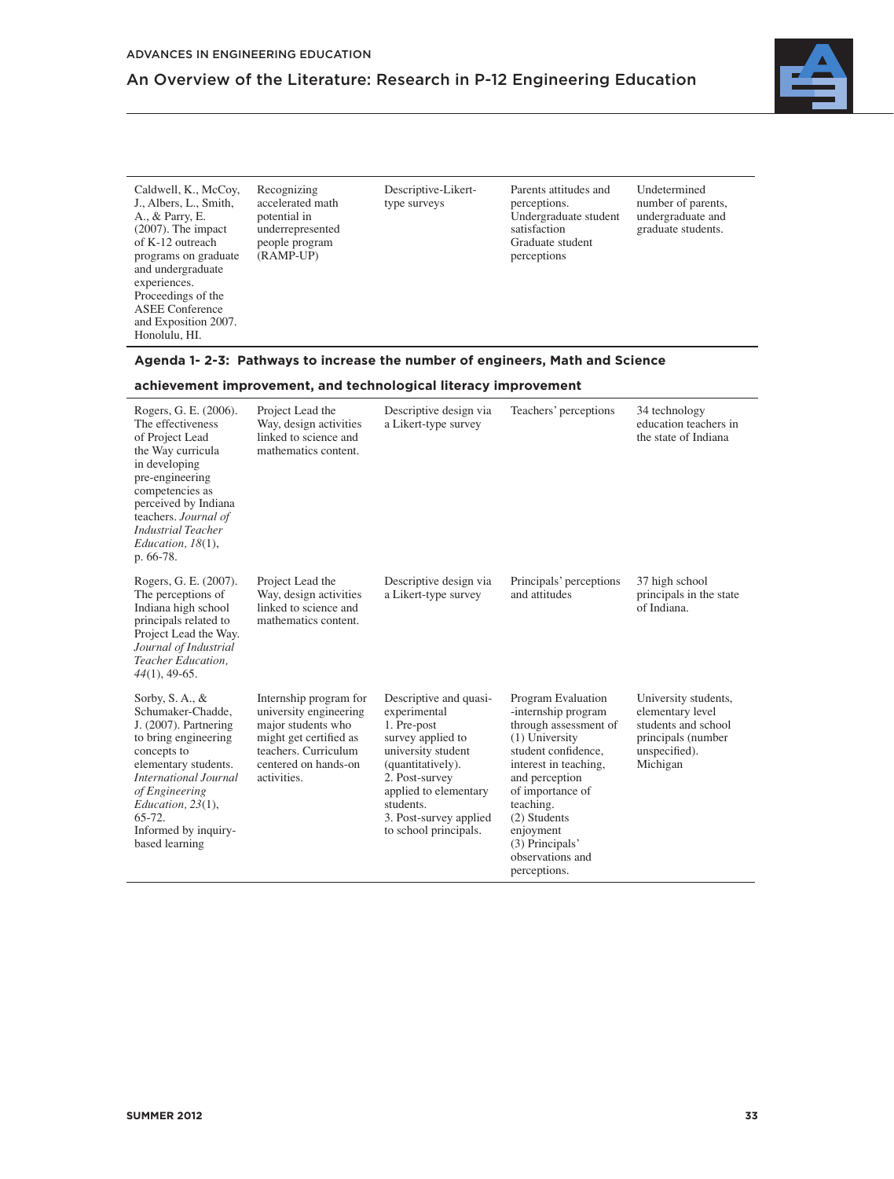| | | | | |
|---|---|---|---|---|
| Caldwell, K., McCoy, J., Albers, L., Smith, A., & Parry, E. (2007). The impact of K-12 outreach programs on graduate and undergraduate experiences. Proceedings of the ASEE Conference and Exposition 2007. Honolulu, HI. | Recognizing accelerated math potential in underrepresented people program (RAMP-UP) | Descriptive-Likert-type surveys | Parents attitudes and perceptions. Undergraduate student satisfaction Graduate student perceptions | Undetermined number of parents, undergraduate and graduate students. |

**Agenda 1- 2-3: Pathways to increase the number of engineers, Math and Science achievement improvement, and technological literacy improvement**

| | | | | |
|---|---|---|---|---|
| Rogers, G. E. (2006). The effectiveness of Project Lead the Way curricula in developing pre-engineering competencies as perceived by Indiana teachers. *Journal of Industrial Teacher Education, 18*(1), p. 66-78. | Project Lead the Way, design activities linked to science and mathematics content. | Descriptive design via a Likert-type survey | Teachers' perceptions | 34 technology education teachers in the state of Indiana |
| Rogers, G. E. (2007). The perceptions of Indiana high school principals related to Project Lead the Way. *Journal of Industrial Teacher Education, 44*(1), 49-65. | Project Lead the Way, design activities linked to science and mathematics content. | Descriptive design via a Likert-type survey | Principals' perceptions and attitudes | 37 high school principals in the state of Indiana. |
| Sorby, S. A., & Schumaker-Chadde, J. (2007). Partnering to bring engineering concepts to elementary students. *International Journal of Engineering Education, 23*(1), 65-72. Informed by inquiry-based learning | Internship program for university engineering major students who might get certified as teachers. Curriculum centered on hands-on activities. | Descriptive and quasi-experimental 1. Pre-post survey applied to university student (quantitatively). 2. Post-survey applied to elementary students. 3. Post-survey applied to school principals. | Program Evaluation -internship program through assessment of (1) University student confidence, interest in teaching, and perception of importance of teaching. (2) Students enjoyment (3) Principals' observations and perceptions. | University students, elementary level students and school principals (number unspecified). Michigan |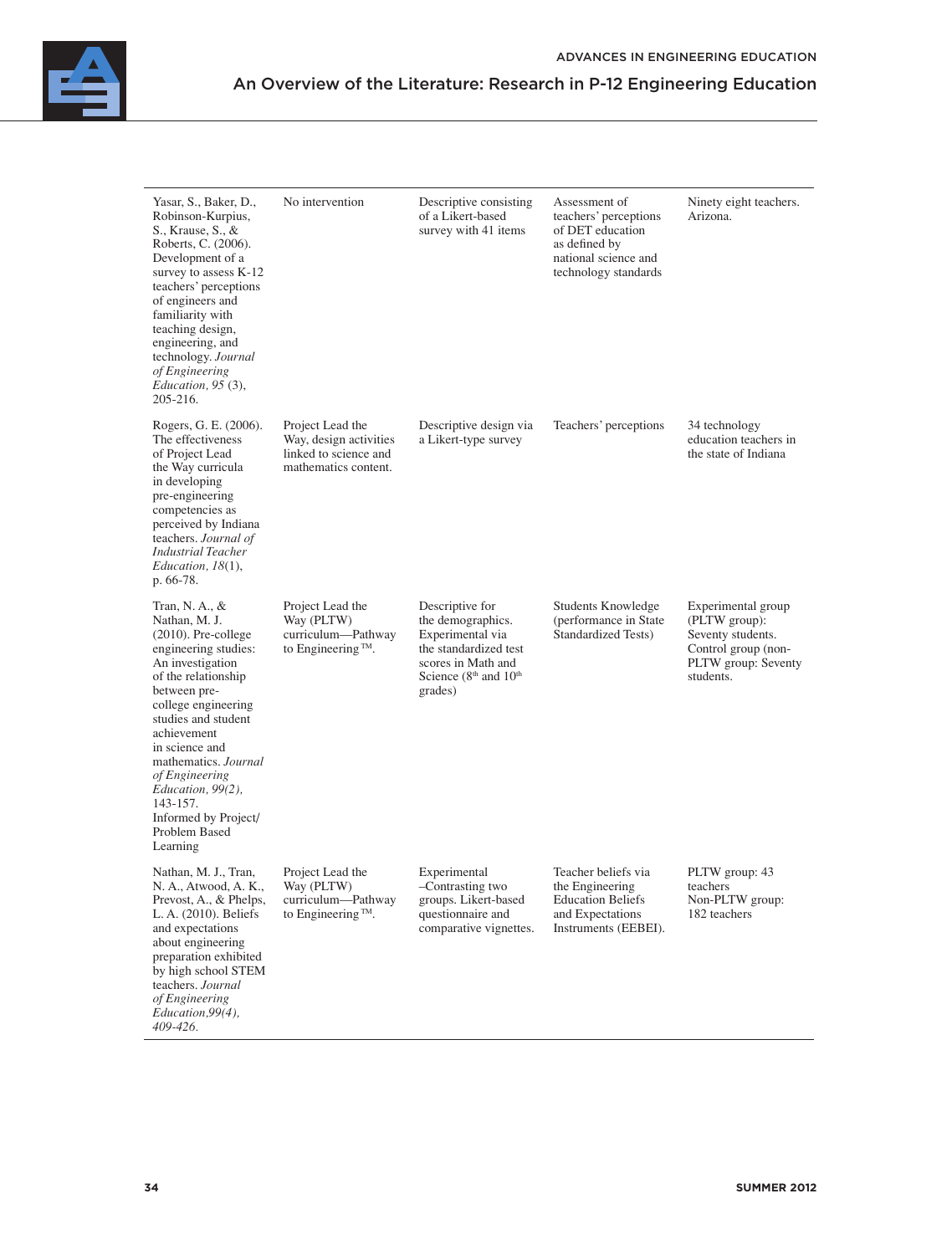| | | | | |
|---|---|---|---|---|
| Yasar, S., Baker, D., Robinson-Kurpius, S., Krause, S., & Roberts, C. (2006). Development of a survey to assess K-12 teachers' perceptions of engineers and familiarity with teaching design, engineering, and technology. *Journal of Engineering Education, 95* (3), 205-216. | No intervention | Descriptive consisting of a Likert-based survey with 41 items | Assessment of teachers' perceptions of DET education as defined by national science and technology standards | Ninety eight teachers. Arizona. |
| Rogers, G. E. (2006). The effectiveness of Project Lead the Way curricula in developing pre-engineering competencies as perceived by Indiana teachers. *Journal of Industrial Teacher Education, 18*(1), p. 66-78. | Project Lead the Way, design activities linked to science and mathematics content. | Descriptive design via a Likert-type survey | Teachers' perceptions | 34 technology education teachers in the state of Indiana |
| Tran, N. A., & Nathan, M. J. (2010). Pre-college engineering studies: An investigation of the relationship between pre-college engineering studies and student achievement in science and mathematics. *Journal of Engineering Education, 99(2),* 143-157. Informed by Project/Problem Based Learning | Project Lead the Way (PLTW) curriculum—Pathway to Engineering™. | Descriptive for the demographics. Experimental via the standardized test scores in Math and Science (8th and 10th grades) | Students Knowledge (performance in State Standardized Tests) | Experimental group (PLTW group): Seventy students. Control group (non-PLTW group: Seventy students. |
| Nathan, M. J., Tran, N. A., Atwood, A. K., Prevost, A., & Phelps, L. A. (2010). Beliefs and expectations about engineering preparation exhibited by high school STEM teachers. *Journal of Engineering Education,99(4), 409-426.* | Project Lead the Way (PLTW) curriculum—Pathway to Engineering™. | Experimental –Contrasting two groups. Likert-based questionnaire and comparative vignettes. | Teacher beliefs via the Engineering Education Beliefs and Expectations Instruments (EEBEI). | PLTW group: 43 teachers Non-PLTW group: 182 teachers |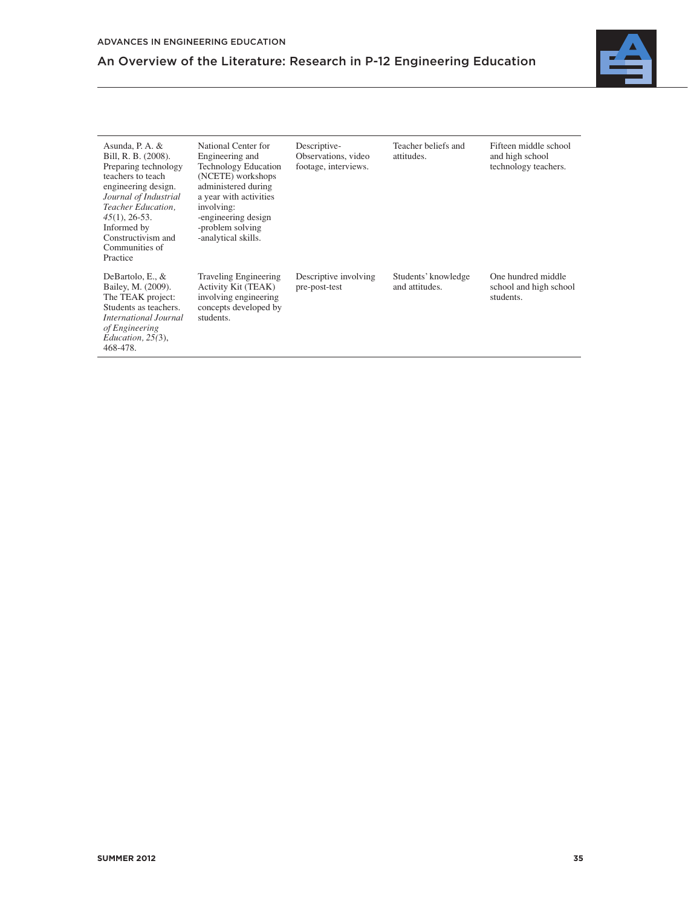| | | | | |
|---|---|---|---|---|
| Asunda, P. A. & Bill, R. B. (2008). Preparing technology teachers to teach engineering design. *Journal of Industrial Teacher Education, 45*(1), 26-53. Informed by Constructivism and Communities of Practice | National Center for Engineering and Technology Education (NCETE) workshops administered during a year with activities involving: -engineering design -problem solving -analytical skills. | Descriptive- Observations, video footage, interviews. | Teacher beliefs and attitudes. | Fifteen middle school and high school technology teachers. |
| DeBartolo, E., & Bailey, M. (2009). The TEAK project: Students as teachers. *International Journal of Engineering Education, 25*(3), 468-478. | Traveling Engineering Activity Kit (TEAK) involving engineering concepts developed by students. | Descriptive involving pre-post-test | Students' knowledge and attitudes. | One hundred middle school and high school students. |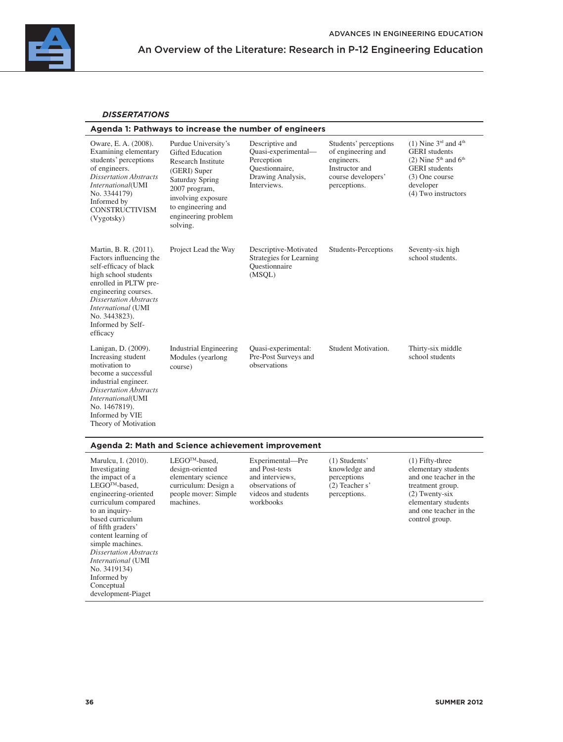***DISSERTATIONS***

**Agenda 1: Pathways to increase the number of engineers**

| | | | | |
|---|---|---|---|---|
| Oware, E. A. (2008). Examining elementary students' perceptions of engineers. *Dissertation Abstracts International*(UMI No. 3344179) Informed by CONSTRUCTIVISM (Vygotsky) | Purdue University's Gifted Education Research Institute (GERI) Super Saturday Spring 2007 program, involving exposure to engineering and engineering problem solving. | Descriptive and Quasi-experimental—Perception Questionnaire, Drawing Analysis, Interviews. | Students' perceptions of engineering and engineers. Instructor and course developers' perceptions. | (1) Nine 3rd and 4th GERI students (2) Nine 5th and 6th GERI students (3) One course developer (4) Two instructors |
| Martin, B. R. (2011). Factors influencing the self-efficacy of black high school students enrolled in PLTW pre-engineering courses. *Dissertation Abstracts International* (UMI No. 3443823). Informed by Self-efficacy | Project Lead the Way | Descriptive-Motivated Strategies for Learning Questionnaire (MSQL) | Students-Perceptions | Seventy-six high school students. |
| Lanigan, D. (2009). Increasing student motivation to become a successful industrial engineer. *Dissertation Abstracts International*(UMI No. 1467819). Informed by VIE Theory of Motivation | Industrial Engineering Modules (yearlong course) | Quasi-experimental: Pre-Post Surveys and observations | Student Motivation. | Thirty-six middle school students |

**Agenda 2: Math and Science achievement improvement**

| | | | | |
|---|---|---|---|---|
| Marulcu, I. (2010). Investigating the impact of a LEGO™-based, engineering-oriented curriculum compared to an inquiry-based curriculum of fifth graders' content learning of simple machines. *Dissertation Abstracts International* (UMI No. 3419134) Informed by Conceptual development-Piaget | LEGO™-based, design-oriented elementary science curriculum: Design a people mover: Simple machines. | Experimental—Pre and Post-tests and interviews, observations of videos and students workbooks | (1) Students' knowledge and perceptions (2) Teacher s' perceptions. | (1) Fifty-three elementary students and one teacher in the treatment group. (2) Twenty-six elementary students and one teacher in the control group. |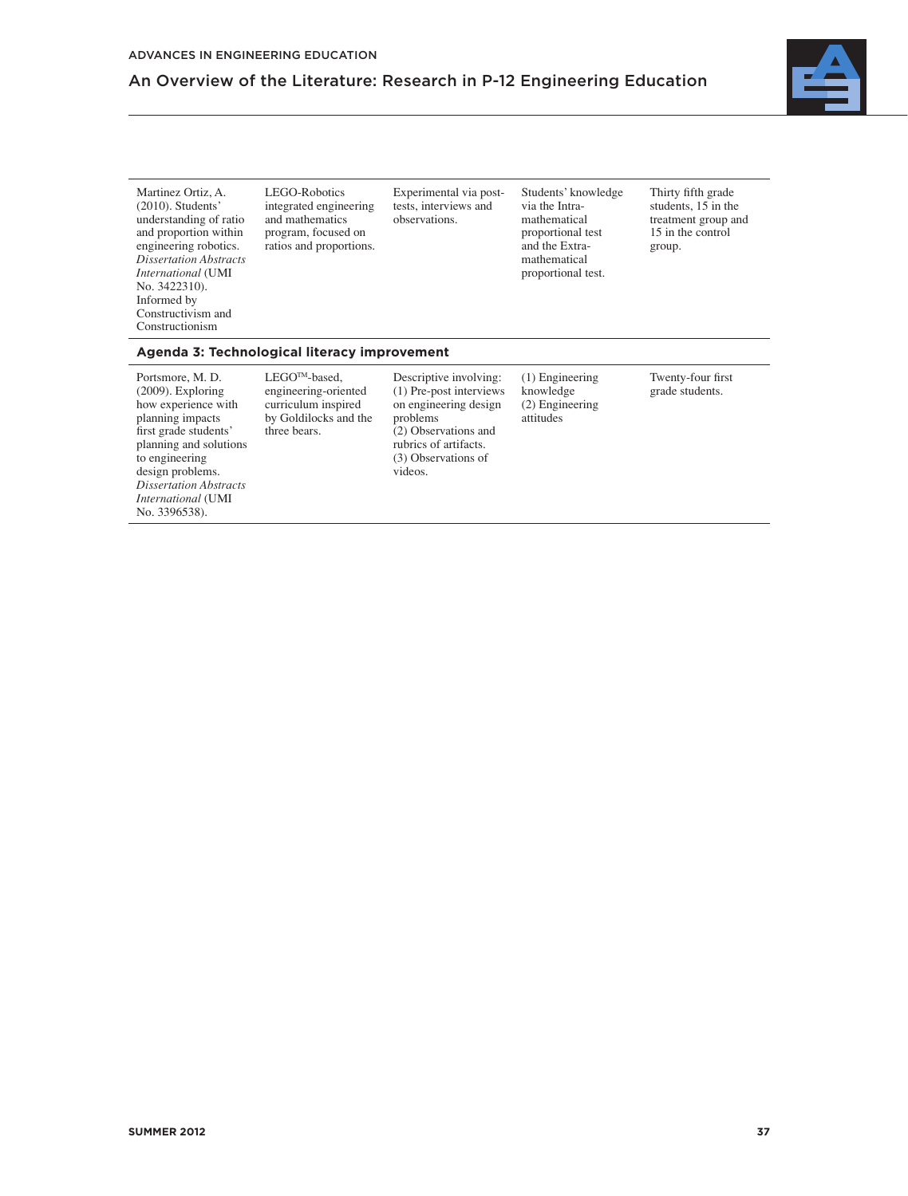| | | | | |
|---|---|---|---|---|
| Martinez Ortiz, A. (2010). Students' understanding of ratio and proportion within engineering robotics. *Dissertation Abstracts International* (UMI No. 3422310). Informed by Constructivism and Constructionism | LEGO-Robotics integrated engineering and mathematics program, focused on ratios and proportions. | Experimental via post-tests, interviews and observations. | Students' knowledge via the Intra-mathematical proportional test and the Extra-mathematical proportional test. | Thirty fifth grade students, 15 in the treatment group and 15 in the control group. |
| **Agenda 3: Technological literacy improvement** | | | | |
| Portsmore, M. D. (2009). Exploring how experience with planning impacts first grade students' planning and solutions to engineering design problems. *Dissertation Abstracts International* (UMI No. 3396538). | LEGO™-based, engineering-oriented curriculum inspired by Goldilocks and the three bears. | Descriptive involving: (1) Pre-post interviews on engineering design problems (2) Observations and rubrics of artifacts. (3) Observations of videos. | (1) Engineering knowledge (2) Engineering attitudes | Twenty-four first grade students. |